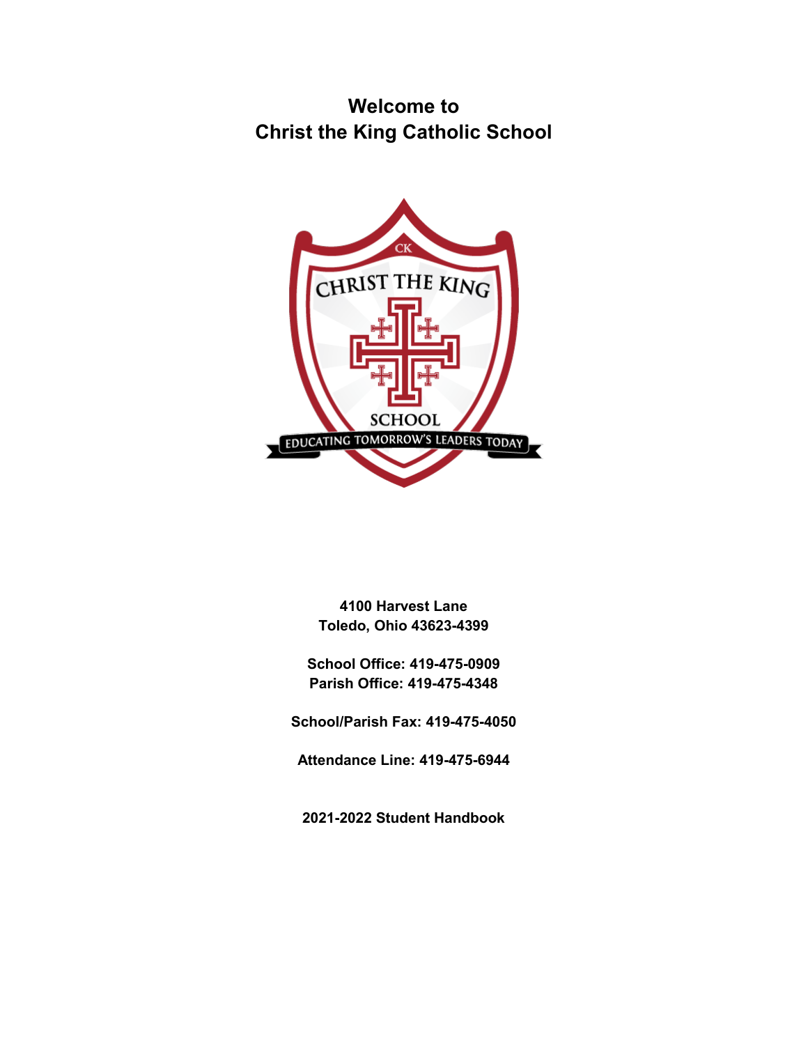# Welcome to
# Christ the King Catholic School

**4100 Harvest Lane**
**Toledo, Ohio 43623-4399**

**School Office: 419-475-0909**
**Parish Office: 419-475-4348**

**School/Parish Fax: 419-475-4050**

**Attendance Line: 419-475-6944**

**2021-2022 Student Handbook**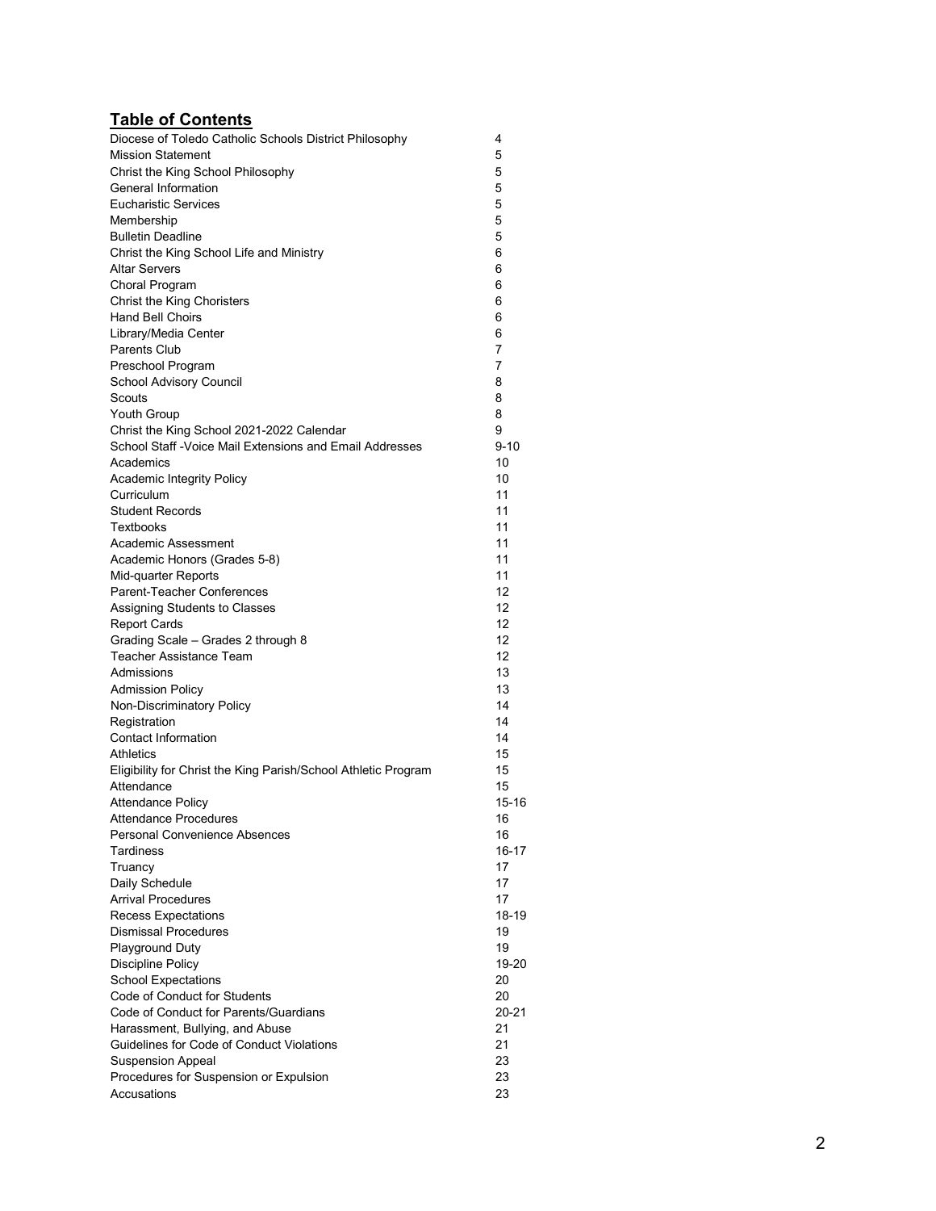## Table of Contents

| | |
|---|---|
| Diocese of Toledo Catholic Schools District Philosophy | 4 |
| Mission Statement | 5 |
| Christ the King School Philosophy | 5 |
| General Information | 5 |
| Eucharistic Services | 5 |
| Membership | 5 |
| Bulletin Deadline | 5 |
| Christ the King School Life and Ministry | 6 |
| Altar Servers | 6 |
| Choral Program | 6 |
| Christ the King Choristers | 6 |
| Hand Bell Choirs | 6 |
| Library/Media Center | 6 |
| Parents Club | 7 |
| Preschool Program | 7 |
| School Advisory Council | 8 |
| Scouts | 8 |
| Youth Group | 8 |
| Christ the King School 2021-2022 Calendar | 9 |
| School Staff -Voice Mail Extensions and Email Addresses | 9-10 |
| Academics | 10 |
| Academic Integrity Policy | 10 |
| Curriculum | 11 |
| Student Records | 11 |
| Textbooks | 11 |
| Academic Assessment | 11 |
| Academic Honors (Grades 5-8) | 11 |
| Mid-quarter Reports | 11 |
| Parent-Teacher Conferences | 12 |
| Assigning Students to Classes | 12 |
| Report Cards | 12 |
| Grading Scale – Grades 2 through 8 | 12 |
| Teacher Assistance Team | 12 |
| Admissions | 13 |
| Admission Policy | 13 |
| Non-Discriminatory Policy | 14 |
| Registration | 14 |
| Contact Information | 14 |
| Athletics | 15 |
| Eligibility for Christ the King Parish/School Athletic Program | 15 |
| Attendance | 15 |
| Attendance Policy | 15-16 |
| Attendance Procedures | 16 |
| Personal Convenience Absences | 16 |
| Tardiness | 16-17 |
| Truancy | 17 |
| Daily Schedule | 17 |
| Arrival Procedures | 17 |
| Recess Expectations | 18-19 |
| Dismissal Procedures | 19 |
| Playground Duty | 19 |
| Discipline Policy | 19-20 |
| School Expectations | 20 |
| Code of Conduct for Students | 20 |
| Code of Conduct for Parents/Guardians | 20-21 |
| Harassment, Bullying, and Abuse | 21 |
| Guidelines for Code of Conduct Violations | 21 |
| Suspension Appeal | 23 |
| Procedures for Suspension or Expulsion | 23 |
| Accusations | 23 |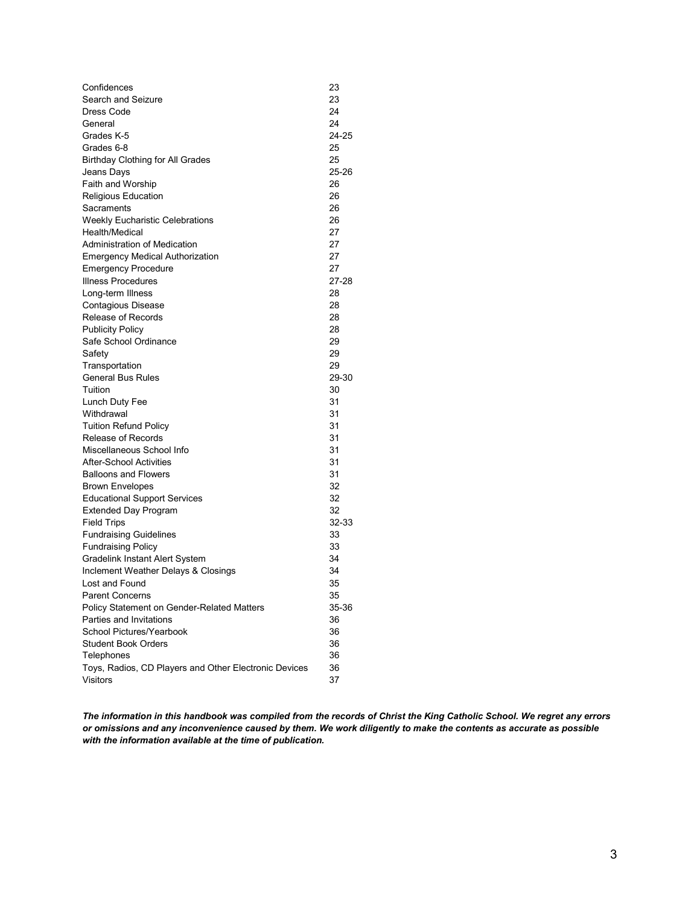| | |
|---|---|
| Confidences | 23 |
| Search and Seizure | 23 |
| Dress Code | 24 |
| General | 24 |
| Grades K-5 | 24-25 |
| Grades 6-8 | 25 |
| Birthday Clothing for All Grades | 25 |
| Jeans Days | 25-26 |
| Faith and Worship | 26 |
| Religious Education | 26 |
| Sacraments | 26 |
| Weekly Eucharistic Celebrations | 26 |
| Health/Medical | 27 |
| Administration of Medication | 27 |
| Emergency Medical Authorization | 27 |
| Emergency Procedure | 27 |
| Illness Procedures | 27-28 |
| Long-term Illness | 28 |
| Contagious Disease | 28 |
| Release of Records | 28 |
| Publicity Policy | 28 |
| Safe School Ordinance | 29 |
| Safety | 29 |
| Transportation | 29 |
| General Bus Rules | 29-30 |
| Tuition | 30 |
| Lunch Duty Fee | 31 |
| Withdrawal | 31 |
| Tuition Refund Policy | 31 |
| Release of Records | 31 |
| Miscellaneous School Info | 31 |
| After-School Activities | 31 |
| Balloons and Flowers | 31 |
| Brown Envelopes | 32 |
| Educational Support Services | 32 |
| Extended Day Program | 32 |
| Field Trips | 32-33 |
| Fundraising Guidelines | 33 |
| Fundraising Policy | 33 |
| Gradelink Instant Alert System | 34 |
| Inclement Weather Delays & Closings | 34 |
| Lost and Found | 35 |
| Parent Concerns | 35 |
| Policy Statement on Gender-Related Matters | 35-36 |
| Parties and Invitations | 36 |
| School Pictures/Yearbook | 36 |
| Student Book Orders | 36 |
| Telephones | 36 |
| Toys, Radios, CD Players and Other Electronic Devices | 36 |
| Visitors | 37 |

***The information in this handbook was compiled from the records of Christ the King Catholic School. We regret any errors or omissions and any inconvenience caused by them. We work diligently to make the contents as accurate as possible with the information available at the time of publication.***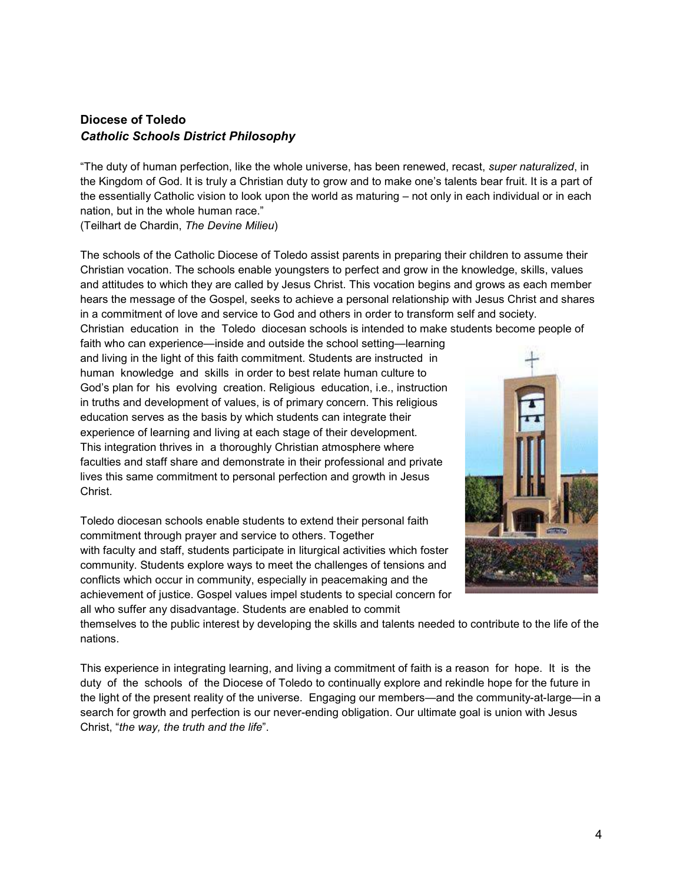**Diocese of Toledo**
***Catholic Schools District Philosophy***

"The duty of human perfection, like the whole universe, has been renewed, recast, *super naturalized*, in the Kingdom of God. It is truly a Christian duty to grow and to make one's talents bear fruit. It is a part of the essentially Catholic vision to look upon the world as maturing – not only in each individual or in each nation, but in the whole human race."
(Teilhart de Chardin, *The Devine Milieu*)

The schools of the Catholic Diocese of Toledo assist parents in preparing their children to assume their Christian vocation. The schools enable youngsters to perfect and grow in the knowledge, skills, values and attitudes to which they are called by Jesus Christ. This vocation begins and grows as each member hears the message of the Gospel, seeks to achieve a personal relationship with Jesus Christ and shares in a commitment of love and service to God and others in order to transform self and society.
Christian education in the Toledo diocesan schools is intended to make students become people of faith who can experience—inside and outside the school setting—learning and living in the light of this faith commitment. Students are instructed in human knowledge and skills in order to best relate human culture to God's plan for his evolving creation. Religious education, i.e., instruction in truths and development of values, is of primary concern. This religious education serves as the basis by which students can integrate their experience of learning and living at each stage of their development. This integration thrives in a thoroughly Christian atmosphere where faculties and staff share and demonstrate in their professional and private lives this same commitment to personal perfection and growth in Jesus Christ.

Toledo diocesan schools enable students to extend their personal faith commitment through prayer and service to others. Together with faculty and staff, students participate in liturgical activities which foster community. Students explore ways to meet the challenges of tensions and conflicts which occur in community, especially in peacemaking and the achievement of justice. Gospel values impel students to special concern for all who suffer any disadvantage. Students are enabled to commit themselves to the public interest by developing the skills and talents needed to contribute to the life of the nations.

This experience in integrating learning, and living a commitment of faith is a reason for hope. It is the duty of the schools of the Diocese of Toledo to continually explore and rekindle hope for the future in the light of the present reality of the universe. Engaging our members—and the community-at-large—in a search for growth and perfection is our never-ending obligation. Our ultimate goal is union with Jesus Christ, "*the way, the truth and the life*".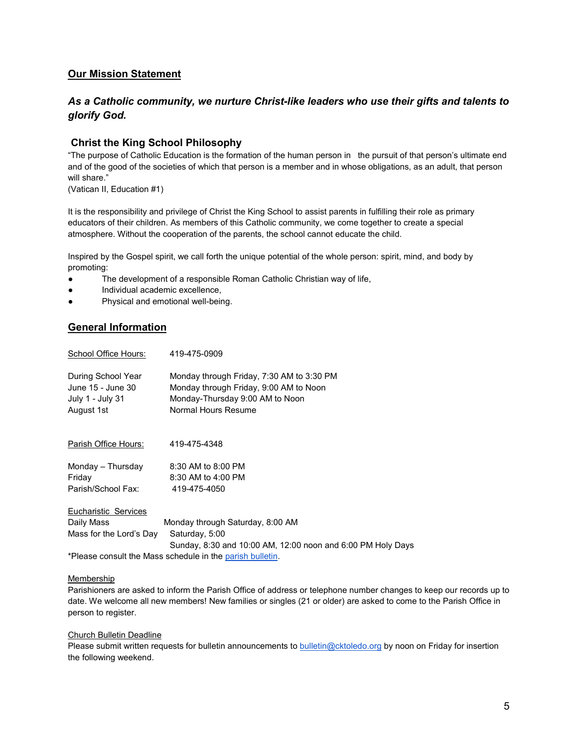## Our Mission Statement

***As a Catholic community, we nurture Christ-like leaders who use their gifts and talents to glorify God.***

### Christ the King School Philosophy

"The purpose of Catholic Education is the formation of the human person in the pursuit of that person's ultimate end and of the good of the societies of which that person is a member and in whose obligations, as an adult, that person will share."
(Vatican II, Education #1)

It is the responsibility and privilege of Christ the King School to assist parents in fulfilling their role as primary educators of their children. As members of this Catholic community, we come together to create a special atmosphere. Without the cooperation of the parents, the school cannot educate the child.

Inspired by the Gospel spirit, we call forth the unique potential of the whole person: spirit, mind, and body by promoting:

- The development of a responsible Roman Catholic Christian way of life,
- Individual academic excellence,
- Physical and emotional well-being.

## General Information

| School Office Hours: | 419-475-0909 |
|---|---|
| During School Year | Monday through Friday, 7:30 AM to 3:30 PM |
| June 15 - June 30 | Monday through Friday, 9:00 AM to Noon |
| July 1 - July 31 | Monday-Thursday 9:00 AM to Noon |
| August 1st | Normal Hours Resume |

| Parish Office Hours: | 419-475-4348 |
|---|---|
| Monday – Thursday | 8:30 AM to 8:00 PM |
| Friday | 8:30 AM to 4:00 PM |
| Parish/School Fax: | 419-475-4050 |

Eucharistic Services

| | |
|---|---|
| Daily Mass | Monday through Saturday, 8:00 AM |
| Mass for the Lord's Day | Saturday, 5:00 |
| | Sunday, 8:30 and 10:00 AM, 12:00 noon and 6:00 PM Holy Days |

*Please consult the Mass schedule in the parish bulletin.

Membership

Parishioners are asked to inform the Parish Office of address or telephone number changes to keep our records up to date. We welcome all new members! New families or singles (21 or older) are asked to come to the Parish Office in person to register.

Church Bulletin Deadline

Please submit written requests for bulletin announcements to bulletin@cktoledo.org by noon on Friday for insertion the following weekend.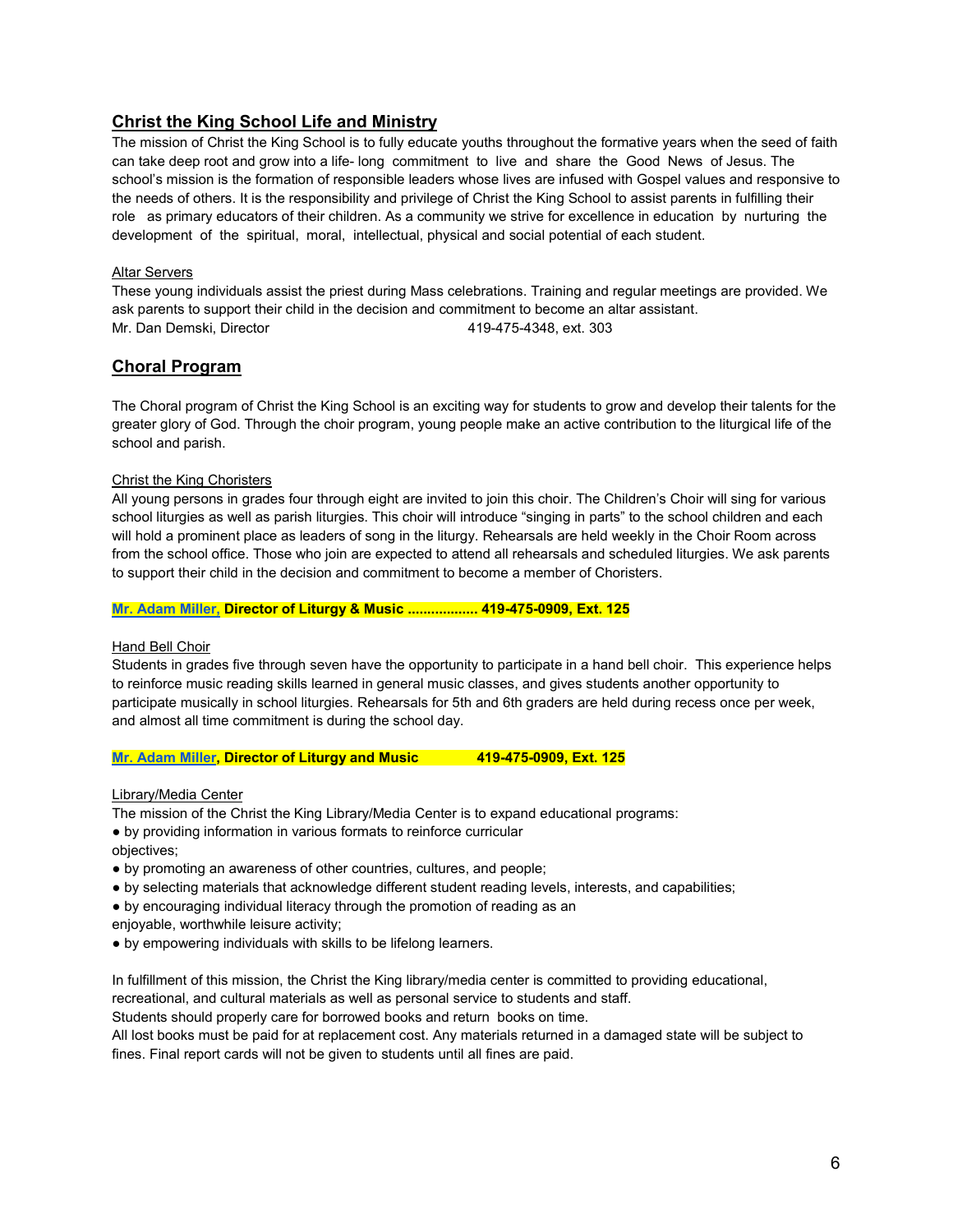## Christ the King School Life and Ministry

The mission of Christ the King School is to fully educate youths throughout the formative years when the seed of faith can take deep root and grow into a life- long commitment to live and share the Good News of Jesus. The school's mission is the formation of responsible leaders whose lives are infused with Gospel values and responsive to the needs of others. It is the responsibility and privilege of Christ the King School to assist parents in fulfilling their role as primary educators of their children. As a community we strive for excellence in education by nurturing the development of the spiritual, moral, intellectual, physical and social potential of each student.

Altar Servers

These young individuals assist the priest during Mass celebrations. Training and regular meetings are provided. We ask parents to support their child in the decision and commitment to become an altar assistant.
Mr. Dan Demski, Director 419-475-4348, ext. 303

## Choral Program

The Choral program of Christ the King School is an exciting way for students to grow and develop their talents for the greater glory of God. Through the choir program, young people make an active contribution to the liturgical life of the school and parish.

Christ the King Choristers

All young persons in grades four through eight are invited to join this choir. The Children's Choir will sing for various school liturgies as well as parish liturgies. This choir will introduce "singing in parts" to the school children and each will hold a prominent place as leaders of song in the liturgy. Rehearsals are held weekly in the Choir Room across from the school office. Those who join are expected to attend all rehearsals and scheduled liturgies. We ask parents to support their child in the decision and commitment to become a member of Choristers.

**Mr. Adam Miller, Director of Liturgy & Music .................. 419-475-0909, Ext. 125**

Hand Bell Choir

Students in grades five through seven have the opportunity to participate in a hand bell choir. This experience helps to reinforce music reading skills learned in general music classes, and gives students another opportunity to participate musically in school liturgies. Rehearsals for 5th and 6th graders are held during recess once per week, and almost all time commitment is during the school day.

**Mr. Adam Miller, Director of Liturgy and Music 419-475-0909, Ext. 125**

Library/Media Center

The mission of the Christ the King Library/Media Center is to expand educational programs:

- by providing information in various formats to reinforce curricular objectives;
- by promoting an awareness of other countries, cultures, and people;
- by selecting materials that acknowledge different student reading levels, interests, and capabilities;
- by encouraging individual literacy through the promotion of reading as an enjoyable, worthwhile leisure activity;
- by empowering individuals with skills to be lifelong learners.

In fulfillment of this mission, the Christ the King library/media center is committed to providing educational, recreational, and cultural materials as well as personal service to students and staff.
Students should properly care for borrowed books and return books on time.
All lost books must be paid for at replacement cost. Any materials returned in a damaged state will be subject to fines. Final report cards will not be given to students until all fines are paid.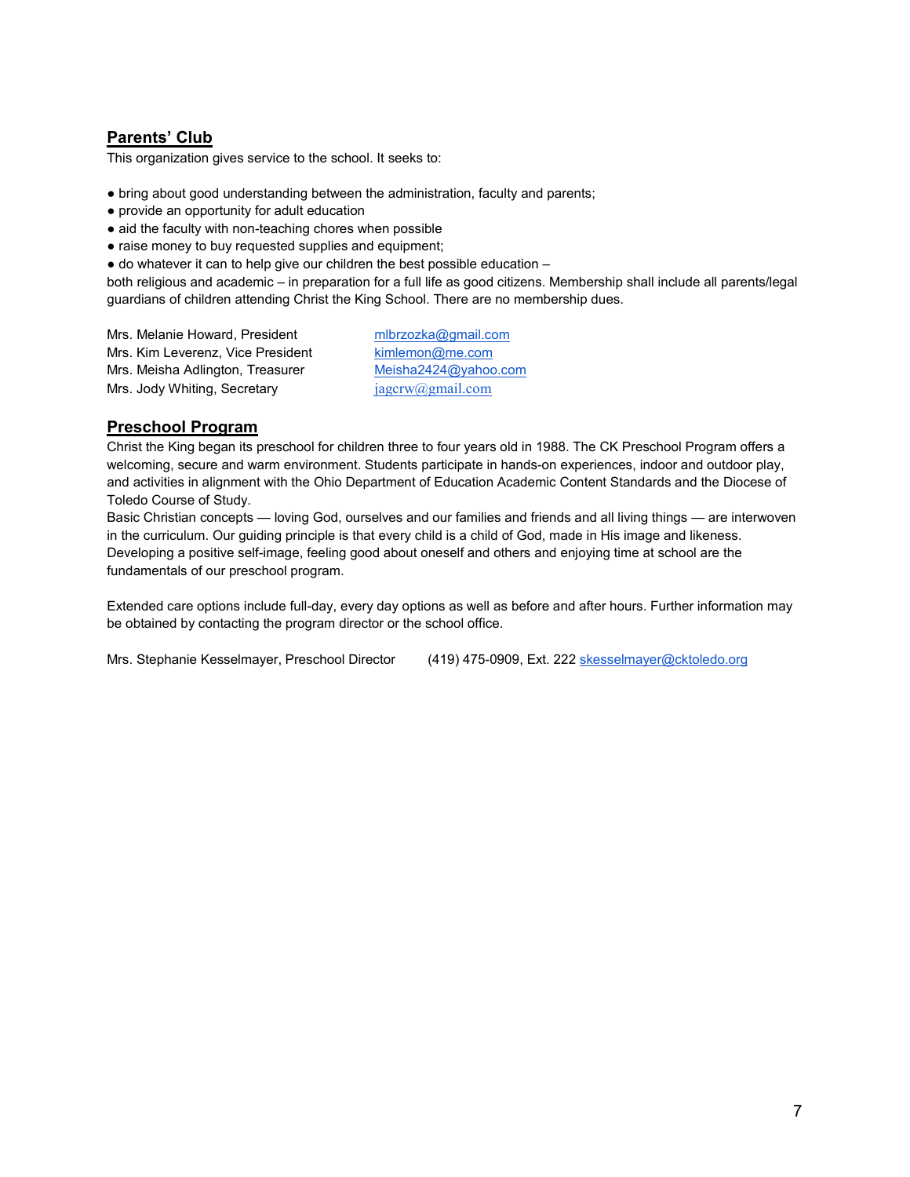## Parents' Club

This organization gives service to the school. It seeks to:

- bring about good understanding between the administration, faculty and parents;
- provide an opportunity for adult education
- aid the faculty with non-teaching chores when possible
- raise money to buy requested supplies and equipment;
- do whatever it can to help give our children the best possible education –

both religious and academic – in preparation for a full life as good citizens. Membership shall include all parents/legal guardians of children attending Christ the King School. There are no membership dues.

| | |
|---|---|
| Mrs. Melanie Howard, President | mlbrzozka@gmail.com |
| Mrs. Kim Leverenz, Vice President | kimlemon@me.com |
| Mrs. Meisha Adlington, Treasurer | Meisha2424@yahoo.com |
| Mrs. Jody Whiting, Secretary | jagcrw@gmail.com |

## Preschool Program

Christ the King began its preschool for children three to four years old in 1988. The CK Preschool Program offers a welcoming, secure and warm environment. Students participate in hands-on experiences, indoor and outdoor play, and activities in alignment with the Ohio Department of Education Academic Content Standards and the Diocese of Toledo Course of Study.

Basic Christian concepts — loving God, ourselves and our families and friends and all living things — are interwoven in the curriculum. Our guiding principle is that every child is a child of God, made in His image and likeness. Developing a positive self-image, feeling good about oneself and others and enjoying time at school are the fundamentals of our preschool program.

Extended care options include full-day, every day options as well as before and after hours. Further information may be obtained by contacting the program director or the school office.

Mrs. Stephanie Kesselmayer, Preschool Director (419) 475-0909, Ext. 222 skesselmayer@cktoledo.org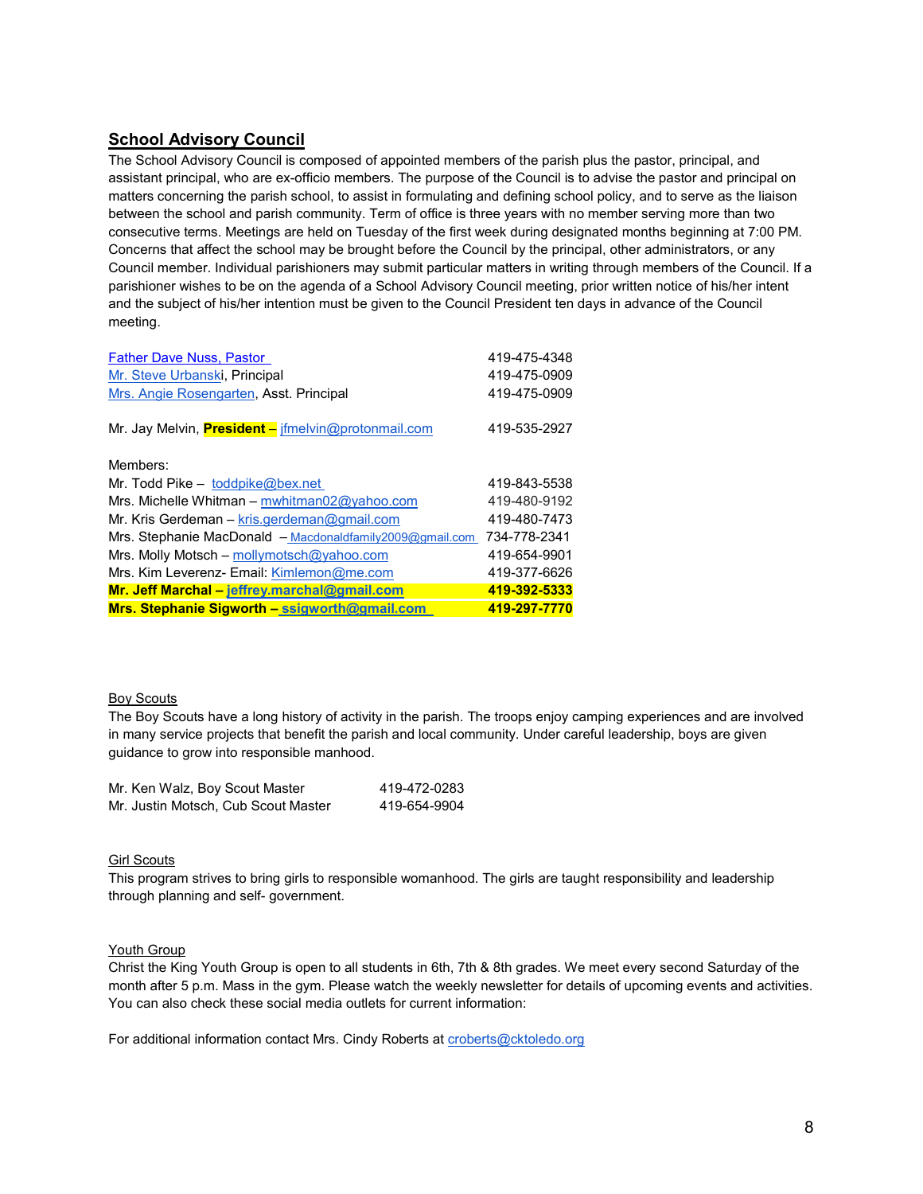## School Advisory Council

The School Advisory Council is composed of appointed members of the parish plus the pastor, principal, and assistant principal, who are ex-officio members. The purpose of the Council is to advise the pastor and principal on matters concerning the parish school, to assist in formulating and defining school policy, and to serve as the liaison between the school and parish community. Term of office is three years with no member serving more than two consecutive terms. Meetings are held on Tuesday of the first week during designated months beginning at 7:00 PM. Concerns that affect the school may be brought before the Council by the principal, other administrators, or any Council member. Individual parishioners may submit particular matters in writing through members of the Council. If a parishioner wishes to be on the agenda of a School Advisory Council meeting, prior written notice of his/her intent and the subject of his/her intention must be given to the Council President ten days in advance of the Council meeting.

| | |
|---|---|
| Father Dave Nuss, Pastor | 419-475-4348 |
| Mr. Steve Urbanski, Principal | 419-475-0909 |
| Mrs. Angie Rosengarten, Asst. Principal | 419-475-0909 |
| | |
| Mr. Jay Melvin, **President** – jfmelvin@protonmail.com | 419-535-2927 |
| | |
| Members: | |
| Mr. Todd Pike – toddpike@bex.net | 419-843-5538 |
| Mrs. Michelle Whitman – mwhitman02@yahoo.com | 419-480-9192 |
| Mr. Kris Gerdeman – kris.gerdeman@gmail.com | 419-480-7473 |
| Mrs. Stephanie MacDonald – Macdonaldfamily2009@gmail.com | 734-778-2341 |
| Mrs. Molly Motsch – mollymotsch@yahoo.com | 419-654-9901 |
| Mrs. Kim Leverenz- Email: Kimlemon@me.com | 419-377-6626 |
| **Mr. Jeff Marchal – jeffrey.marchal@gmail.com** | **419-392-5333** |
| **Mrs. Stephanie Sigworth – ssigworth@gmail.com** | **419-297-7770** |

### Boy Scouts

The Boy Scouts have a long history of activity in the parish. The troops enjoy camping experiences and are involved in many service projects that benefit the parish and local community. Under careful leadership, boys are given guidance to grow into responsible manhood.

| | |
|---|---|
| Mr. Ken Walz, Boy Scout Master | 419-472-0283 |
| Mr. Justin Motsch, Cub Scout Master | 419-654-9904 |

### Girl Scouts

This program strives to bring girls to responsible womanhood. The girls are taught responsibility and leadership through planning and self- government.

### Youth Group

Christ the King Youth Group is open to all students in 6th, 7th & 8th grades. We meet every second Saturday of the month after 5 p.m. Mass in the gym. Please watch the weekly newsletter for details of upcoming events and activities. You can also check these social media outlets for current information:

For additional information contact Mrs. Cindy Roberts at croberts@cktoledo.org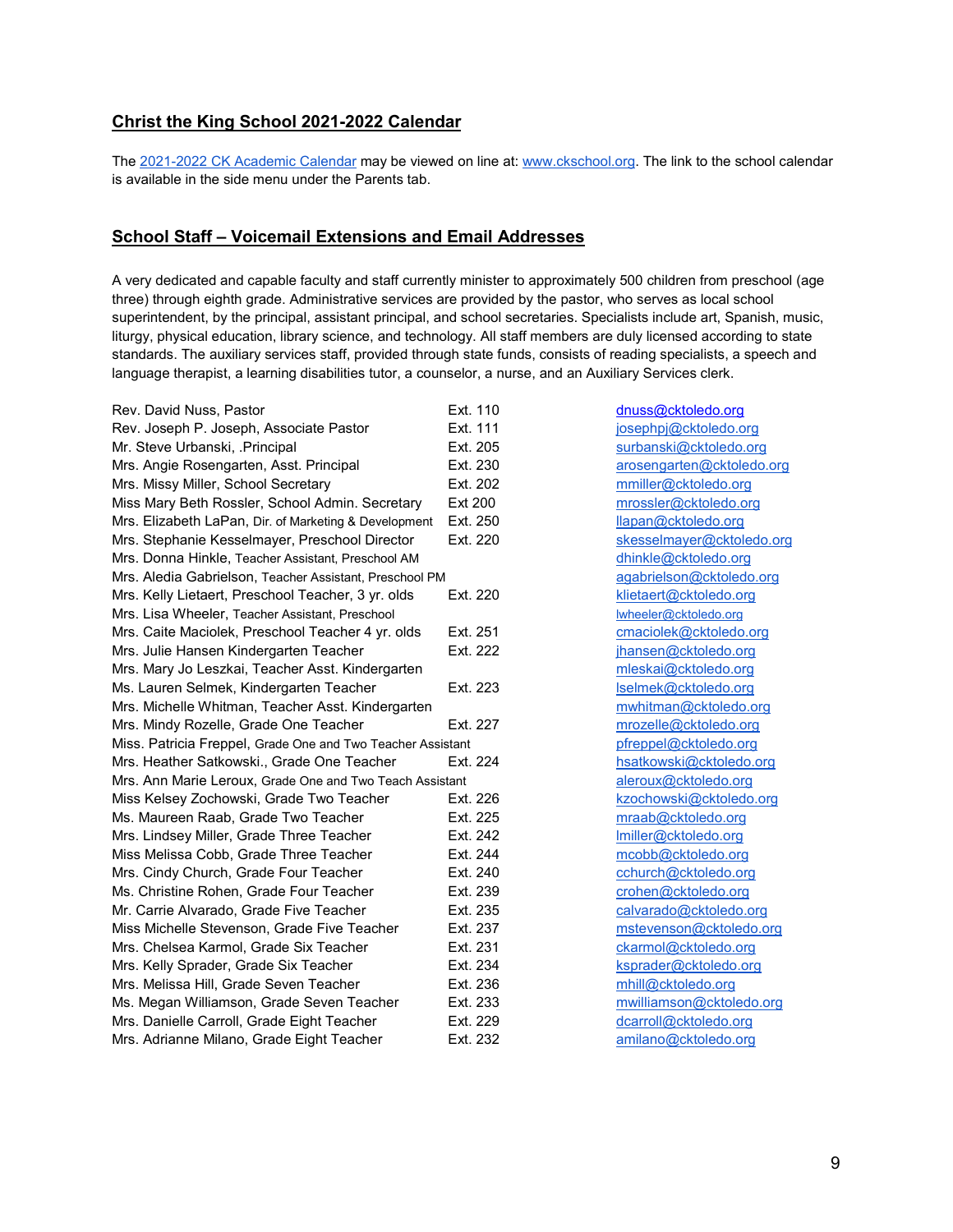## Christ the King School 2021-2022 Calendar

The 2021-2022 CK Academic Calendar may be viewed on line at: www.ckschool.org. The link to the school calendar is available in the side menu under the Parents tab.

## School Staff – Voicemail Extensions and Email Addresses

A very dedicated and capable faculty and staff currently minister to approximately 500 children from preschool (age three) through eighth grade. Administrative services are provided by the pastor, who serves as local school superintendent, by the principal, assistant principal, and school secretaries. Specialists include art, Spanish, music, liturgy, physical education, library science, and technology. All staff members are duly licensed according to state standards. The auxiliary services staff, provided through state funds, consists of reading specialists, a speech and language therapist, a learning disabilities tutor, a counselor, a nurse, and an Auxiliary Services clerk.

| Name | Extension | Email |
|---|---|---|
| Rev. David Nuss, Pastor | Ext. 110 | dnuss@cktoledo.org |
| Rev. Joseph P. Joseph, Associate Pastor | Ext. 111 | josephpj@cktoledo.org |
| Mr. Steve Urbanski, .Principal | Ext. 205 | surbanski@cktoledo.org |
| Mrs. Angie Rosengarten, Asst. Principal | Ext. 230 | arosengarten@cktoledo.org |
| Mrs. Missy Miller, School Secretary | Ext. 202 | mmiller@cktoledo.org |
| Miss Mary Beth Rossler, School Admin. Secretary | Ext 200 | mrossler@cktoledo.org |
| Mrs. Elizabeth LaPan, Dir. of Marketing & Development | Ext. 250 | llapan@cktoledo.org |
| Mrs. Stephanie Kesselmayer, Preschool Director | Ext. 220 | skesselmayer@cktoledo.org |
| Mrs. Donna Hinkle, Teacher Assistant, Preschool AM | | dhinkle@cktoledo.org |
| Mrs. Aledia Gabrielson, Teacher Assistant, Preschool PM | | agabrielson@cktoledo.org |
| Mrs. Kelly Lietaert, Preschool Teacher, 3 yr. olds | Ext. 220 | klietaert@cktoledo.org |
| Mrs. Lisa Wheeler, Teacher Assistant, Preschool | | lwheeler@cktoledo.org |
| Mrs. Caite Maciolek, Preschool Teacher 4 yr. olds | Ext. 251 | cmaciolek@cktoledo.org |
| Mrs. Julie Hansen Kindergarten Teacher | Ext. 222 | jhansen@cktoledo.org |
| Mrs. Mary Jo Leszkai, Teacher Asst. Kindergarten | | mleskai@cktoledo.org |
| Ms. Lauren Selmek, Kindergarten Teacher | Ext. 223 | lselmek@cktoledo.org |
| Mrs. Michelle Whitman, Teacher Asst. Kindergarten | | mwhitman@cktoledo.org |
| Mrs. Mindy Rozelle, Grade One Teacher | Ext. 227 | mrozelle@cktoledo.org |
| Miss. Patricia Freppel, Grade One and Two Teacher Assistant | | pfreppel@cktoledo.org |
| Mrs. Heather Satkowski., Grade One Teacher | Ext. 224 | hsatkowski@cktoledo.org |
| Mrs. Ann Marie Leroux, Grade One and Two Teach Assistant | | aleroux@cktoledo.org |
| Miss Kelsey Zochowski, Grade Two Teacher | Ext. 226 | kzochowski@cktoledo.org |
| Ms. Maureen Raab, Grade Two Teacher | Ext. 225 | mraab@cktoledo.org |
| Mrs. Lindsey Miller, Grade Three Teacher | Ext. 242 | lmiller@cktoledo.org |
| Miss Melissa Cobb, Grade Three Teacher | Ext. 244 | mcobb@cktoledo.org |
| Mrs. Cindy Church, Grade Four Teacher | Ext. 240 | cchurch@cktoledo.org |
| Ms. Christine Rohen, Grade Four Teacher | Ext. 239 | crohen@cktoledo.org |
| Mr. Carrie Alvarado, Grade Five Teacher | Ext. 235 | calvarado@cktoledo.org |
| Miss Michelle Stevenson, Grade Five Teacher | Ext. 237 | mstevenson@cktoledo.org |
| Mrs. Chelsea Karmol, Grade Six Teacher | Ext. 231 | ckarmol@cktoledo.org |
| Mrs. Kelly Sprader, Grade Six Teacher | Ext. 234 | ksprader@cktoledo.org |
| Mrs. Melissa Hill, Grade Seven Teacher | Ext. 236 | mhill@cktoledo.org |
| Ms. Megan Williamson, Grade Seven Teacher | Ext. 233 | mwilliamson@cktoledo.org |
| Mrs. Danielle Carroll, Grade Eight Teacher | Ext. 229 | dcarroll@cktoledo.org |
| Mrs. Adrianne Milano, Grade Eight Teacher | Ext. 232 | amilano@cktoledo.org |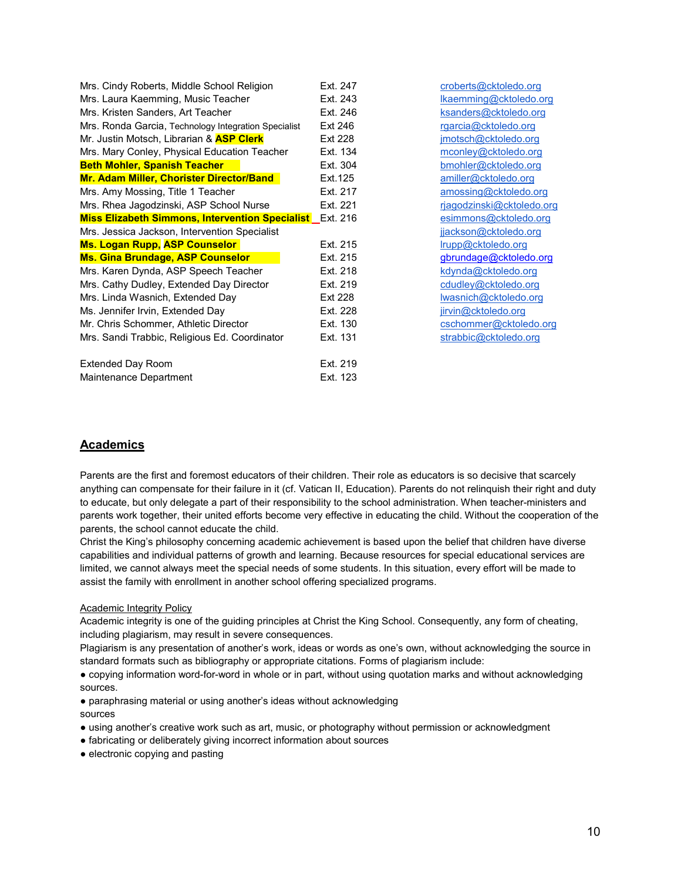| | | |
|---|---|---|
| Mrs. Cindy Roberts, Middle School Religion | Ext. 247 | croberts@cktoledo.org |
| Mrs. Laura Kaemming, Music Teacher | Ext. 243 | lkaemming@cktoledo.org |
| Mrs. Kristen Sanders, Art Teacher | Ext. 246 | ksanders@cktoledo.org |
| Mrs. Ronda Garcia, Technology Integration Specialist | Ext 246 | rgarcia@cktoledo.org |
| Mr. Justin Motsch, Librarian & **ASP Clerk** | Ext 228 | jmotsch@cktoledo.org |
| Mrs. Mary Conley, Physical Education Teacher | Ext. 134 | mconley@cktoledo.org |
| **Beth Mohler, Spanish Teacher** | Ext. 304 | bmohler@cktoledo.org |
| **Mr. Adam Miller, Chorister Director/Band** | Ext.125 | amiller@cktoledo.org |
| Mrs. Amy Mossing, Title 1 Teacher | Ext. 217 | amossing@cktoledo.org |
| Mrs. Rhea Jagodzinski, ASP School Nurse | Ext. 221 | rjagodzinski@cktoledo.org |
| **Miss Elizabeth Simmons, Intervention Specialist** | Ext. 216 | esimmons@cktoledo.org |
| Mrs. Jessica Jackson, Intervention Specialist | | jjackson@cktoledo.org |
| **Ms. Logan Rupp, ASP Counselor** | Ext. 215 | lrupp@cktoledo.org |
| **Ms. Gina Brundage, ASP Counselor** | Ext. 215 | gbrundage@cktoledo.org |
| Mrs. Karen Dynda, ASP Speech Teacher | Ext. 218 | kdynda@cktoledo.org |
| Mrs. Cathy Dudley, Extended Day Director | Ext. 219 | cdudley@cktoledo.org |
| Mrs. Linda Wasnich, Extended Day | Ext 228 | lwasnich@cktoledo.org |
| Ms. Jennifer Irvin, Extended Day | Ext. 228 | jirvin@cktoledo.org |
| Mr. Chris Schommer, Athletic Director | Ext. 130 | cschommer@cktoledo.org |
| Mrs. Sandi Trabbic, Religious Ed. Coordinator | Ext. 131 | strabbic@cktoledo.org |
| | | |
| Extended Day Room | Ext. 219 | |
| Maintenance Department | Ext. 123 | |

## Academics

Parents are the first and foremost educators of their children. Their role as educators is so decisive that scarcely anything can compensate for their failure in it (cf. Vatican II, Education). Parents do not relinquish their right and duty to educate, but only delegate a part of their responsibility to the school administration. When teacher-ministers and parents work together, their united efforts become very effective in educating the child. Without the cooperation of the parents, the school cannot educate the child.

Christ the King's philosophy concerning academic achievement is based upon the belief that children have diverse capabilities and individual patterns of growth and learning. Because resources for special educational services are limited, we cannot always meet the special needs of some students. In this situation, every effort will be made to assist the family with enrollment in another school offering specialized programs.

Academic Integrity Policy

Academic integrity is one of the guiding principles at Christ the King School. Consequently, any form of cheating, including plagiarism, may result in severe consequences.

Plagiarism is any presentation of another's work, ideas or words as one's own, without acknowledging the source in standard formats such as bibliography or appropriate citations. Forms of plagiarism include:

- copying information word-for-word in whole or in part, without using quotation marks and without acknowledging sources.
- paraphrasing material or using another's ideas without acknowledging sources
- using another's creative work such as art, music, or photography without permission or acknowledgment
- fabricating or deliberately giving incorrect information about sources
- electronic copying and pasting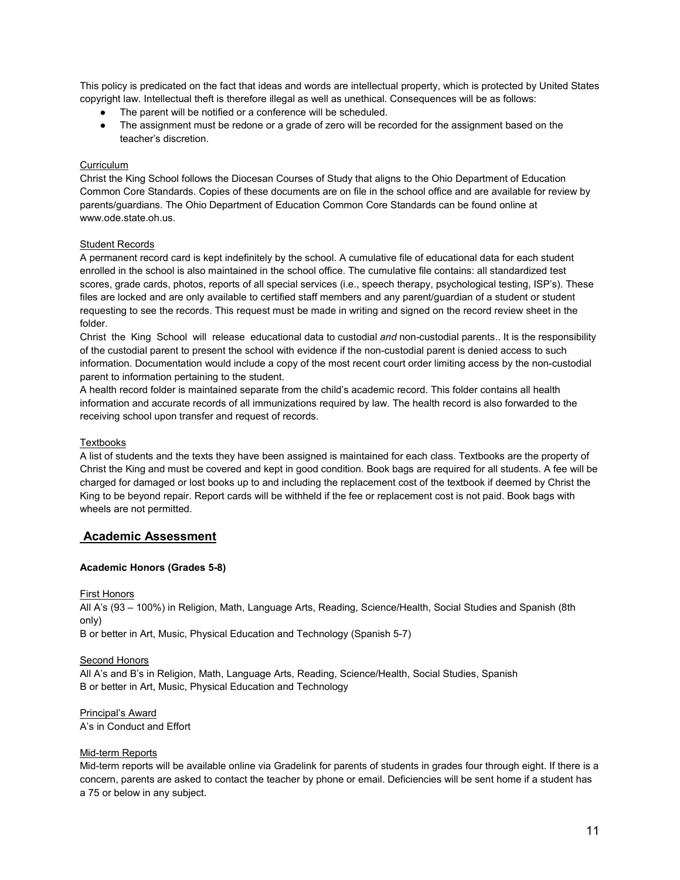This policy is predicated on the fact that ideas and words are intellectual property, which is protected by United States copyright law. Intellectual theft is therefore illegal as well as unethical. Consequences will be as follows:

- The parent will be notified or a conference will be scheduled.
- The assignment must be redone or a grade of zero will be recorded for the assignment based on the teacher's discretion.

<u>Curriculum</u>

Christ the King School follows the Diocesan Courses of Study that aligns to the Ohio Department of Education Common Core Standards. Copies of these documents are on file in the school office and are available for review by parents/guardians. The Ohio Department of Education Common Core Standards can be found online at www.ode.state.oh.us.

<u>Student Records</u>

A permanent record card is kept indefinitely by the school. A cumulative file of educational data for each student enrolled in the school is also maintained in the school office. The cumulative file contains: all standardized test scores, grade cards, photos, reports of all special services (i.e., speech therapy, psychological testing, ISP's). These files are locked and are only available to certified staff members and any parent/guardian of a student or student requesting to see the records. This request must be made in writing and signed on the record review sheet in the folder.

Christ the King School will release educational data to custodial *and* non-custodial parents.. It is the responsibility of the custodial parent to present the school with evidence if the non-custodial parent is denied access to such information. Documentation would include a copy of the most recent court order limiting access by the non-custodial parent to information pertaining to the student.

A health record folder is maintained separate from the child's academic record. This folder contains all health information and accurate records of all immunizations required by law. The health record is also forwarded to the receiving school upon transfer and request of records.

<u>Textbooks</u>

A list of students and the texts they have been assigned is maintained for each class. Textbooks are the property of Christ the King and must be covered and kept in good condition. Book bags are required for all students. A fee will be charged for damaged or lost books up to and including the replacement cost of the textbook if deemed by Christ the King to be beyond repair. Report cards will be withheld if the fee or replacement cost is not paid. Book bags with wheels are not permitted.

## Academic Assessment

**Academic Honors (Grades 5-8)**

<u>First Honors</u>

All A's (93 – 100%) in Religion, Math, Language Arts, Reading, Science/Health, Social Studies and Spanish (8th only)

B or better in Art, Music, Physical Education and Technology (Spanish 5-7)

<u>Second Honors</u>

All A's and B's in Religion, Math, Language Arts, Reading, Science/Health, Social Studies, Spanish

B or better in Art, Music, Physical Education and Technology

<u>Principal's Award</u>

A's in Conduct and Effort

<u>Mid-term Reports</u>

Mid-term reports will be available online via Gradelink for parents of students in grades four through eight. If there is a concern, parents are asked to contact the teacher by phone or email. Deficiencies will be sent home if a student has a 75 or below in any subject.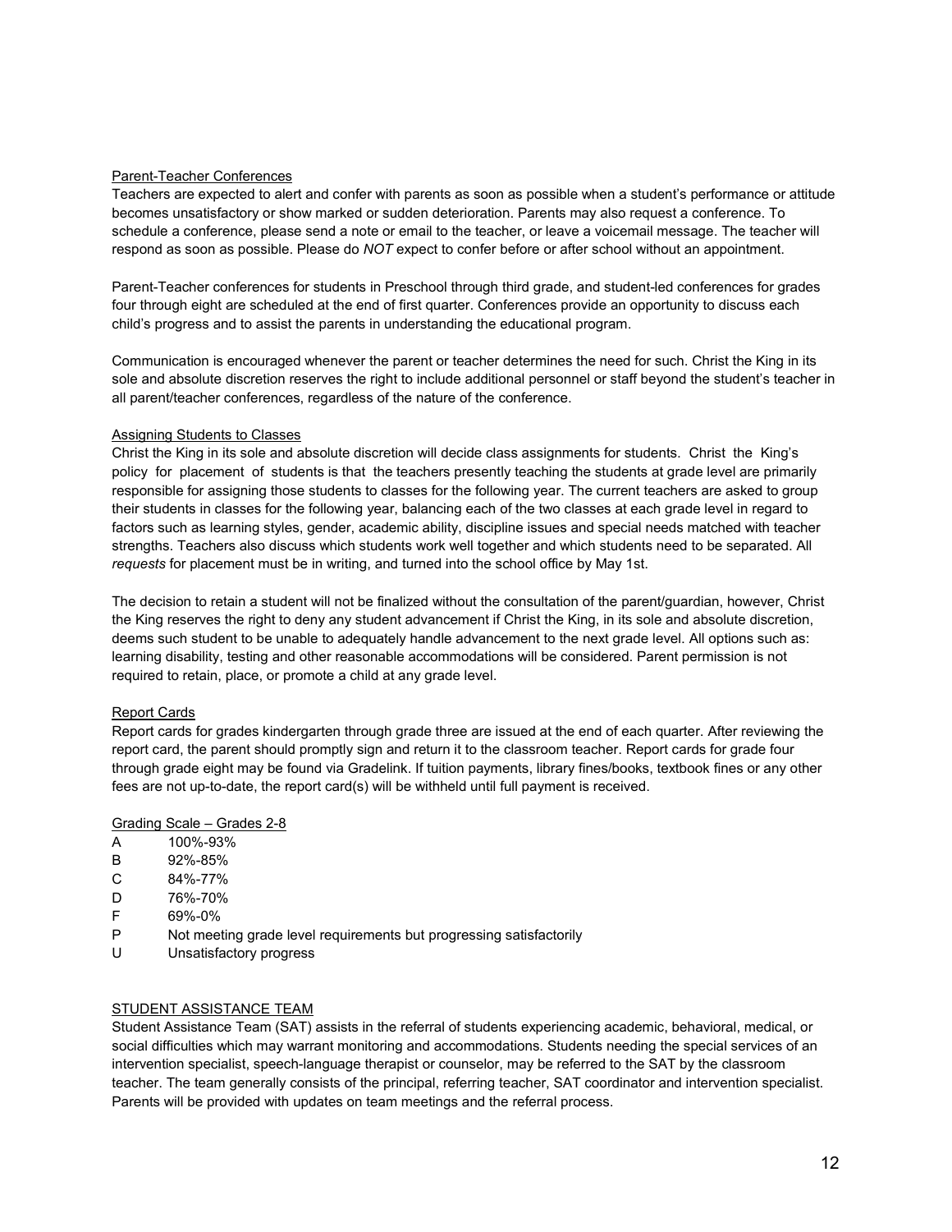Parent-Teacher Conferences

Teachers are expected to alert and confer with parents as soon as possible when a student's performance or attitude becomes unsatisfactory or show marked or sudden deterioration. Parents may also request a conference. To schedule a conference, please send a note or email to the teacher, or leave a voicemail message. The teacher will respond as soon as possible. Please do *NOT* expect to confer before or after school without an appointment.

Parent-Teacher conferences for students in Preschool through third grade, and student-led conferences for grades four through eight are scheduled at the end of first quarter. Conferences provide an opportunity to discuss each child's progress and to assist the parents in understanding the educational program.

Communication is encouraged whenever the parent or teacher determines the need for such. Christ the King in its sole and absolute discretion reserves the right to include additional personnel or staff beyond the student's teacher in all parent/teacher conferences, regardless of the nature of the conference.

Assigning Students to Classes

Christ the King in its sole and absolute discretion will decide class assignments for students. Christ the King's policy for placement of students is that the teachers presently teaching the students at grade level are primarily responsible for assigning those students to classes for the following year. The current teachers are asked to group their students in classes for the following year, balancing each of the two classes at each grade level in regard to factors such as learning styles, gender, academic ability, discipline issues and special needs matched with teacher strengths. Teachers also discuss which students work well together and which students need to be separated. All *requests* for placement must be in writing, and turned into the school office by May 1st.

The decision to retain a student will not be finalized without the consultation of the parent/guardian, however, Christ the King reserves the right to deny any student advancement if Christ the King, in its sole and absolute discretion, deems such student to be unable to adequately handle advancement to the next grade level. All options such as: learning disability, testing and other reasonable accommodations will be considered. Parent permission is not required to retain, place, or promote a child at any grade level.

Report Cards

Report cards for grades kindergarten through grade three are issued at the end of each quarter. After reviewing the report card, the parent should promptly sign and return it to the classroom teacher. Report cards for grade four through grade eight may be found via Gradelink. If tuition payments, library fines/books, textbook fines or any other fees are not up-to-date, the report card(s) will be withheld until full payment is received.

Grading Scale – Grades 2-8

| | |
|---|---|
| A | 100%-93% |
| B | 92%-85% |
| C | 84%-77% |
| D | 76%-70% |
| F | 69%-0% |
| P | Not meeting grade level requirements but progressing satisfactorily |
| U | Unsatisfactory progress |

STUDENT ASSISTANCE TEAM

Student Assistance Team (SAT) assists in the referral of students experiencing academic, behavioral, medical, or social difficulties which may warrant monitoring and accommodations. Students needing the special services of an intervention specialist, speech-language therapist or counselor, may be referred to the SAT by the classroom teacher. The team generally consists of the principal, referring teacher, SAT coordinator and intervention specialist. Parents will be provided with updates on team meetings and the referral process.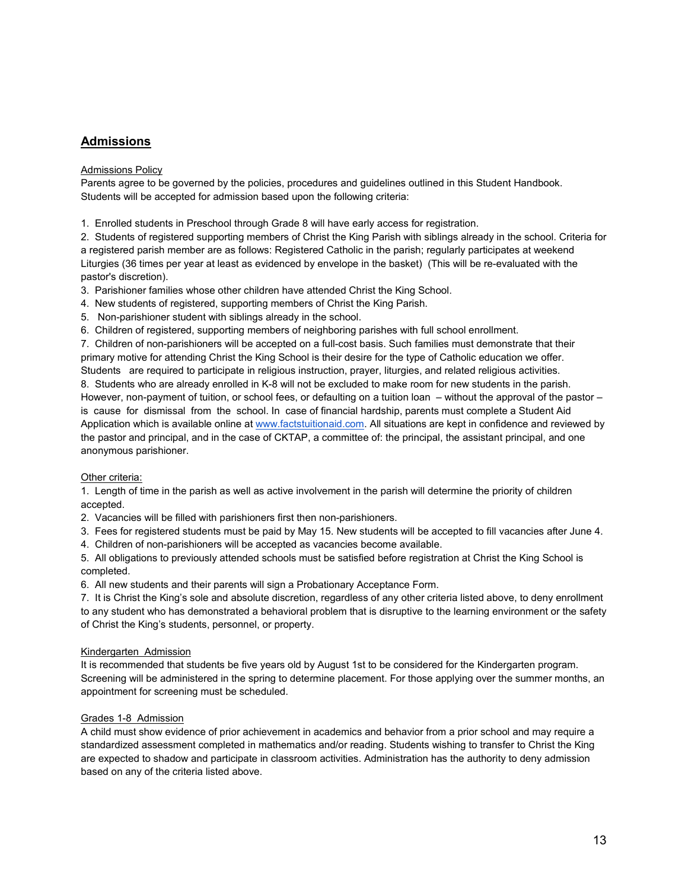## Admissions

Admissions Policy

Parents agree to be governed by the policies, procedures and guidelines outlined in this Student Handbook. Students will be accepted for admission based upon the following criteria:

1. Enrolled students in Preschool through Grade 8 will have early access for registration.
2. Students of registered supporting members of Christ the King Parish with siblings already in the school. Criteria for a registered parish member are as follows: Registered Catholic in the parish; regularly participates at weekend Liturgies (36 times per year at least as evidenced by envelope in the basket) (This will be re-evaluated with the pastor's discretion).
3. Parishioner families whose other children have attended Christ the King School.
4. New students of registered, supporting members of Christ the King Parish.
5. Non-parishioner student with siblings already in the school.
6. Children of registered, supporting members of neighboring parishes with full school enrollment.
7. Children of non-parishioners will be accepted on a full-cost basis. Such families must demonstrate that their primary motive for attending Christ the King School is their desire for the type of Catholic education we offer. Students are required to participate in religious instruction, prayer, liturgies, and related religious activities.
8. Students who are already enrolled in K-8 will not be excluded to make room for new students in the parish. However, non-payment of tuition, or school fees, or defaulting on a tuition loan – without the approval of the pastor – is cause for dismissal from the school. In case of financial hardship, parents must complete a Student Aid Application which is available online at www.factstuitionaid.com. All situations are kept in confidence and reviewed by the pastor and principal, and in the case of CKTAP, a committee of: the principal, the assistant principal, and one anonymous parishioner.

Other criteria:

1. Length of time in the parish as well as active involvement in the parish will determine the priority of children accepted.
2. Vacancies will be filled with parishioners first then non-parishioners.
3. Fees for registered students must be paid by May 15. New students will be accepted to fill vacancies after June 4.
4. Children of non-parishioners will be accepted as vacancies become available.
5. All obligations to previously attended schools must be satisfied before registration at Christ the King School is completed.
6. All new students and their parents will sign a Probationary Acceptance Form.
7. It is Christ the King's sole and absolute discretion, regardless of any other criteria listed above, to deny enrollment to any student who has demonstrated a behavioral problem that is disruptive to the learning environment or the safety of Christ the King's students, personnel, or property.

Kindergarten Admission

It is recommended that students be five years old by August 1st to be considered for the Kindergarten program. Screening will be administered in the spring to determine placement. For those applying over the summer months, an appointment for screening must be scheduled.

Grades 1-8 Admission

A child must show evidence of prior achievement in academics and behavior from a prior school and may require a standardized assessment completed in mathematics and/or reading. Students wishing to transfer to Christ the King are expected to shadow and participate in classroom activities. Administration has the authority to deny admission based on any of the criteria listed above.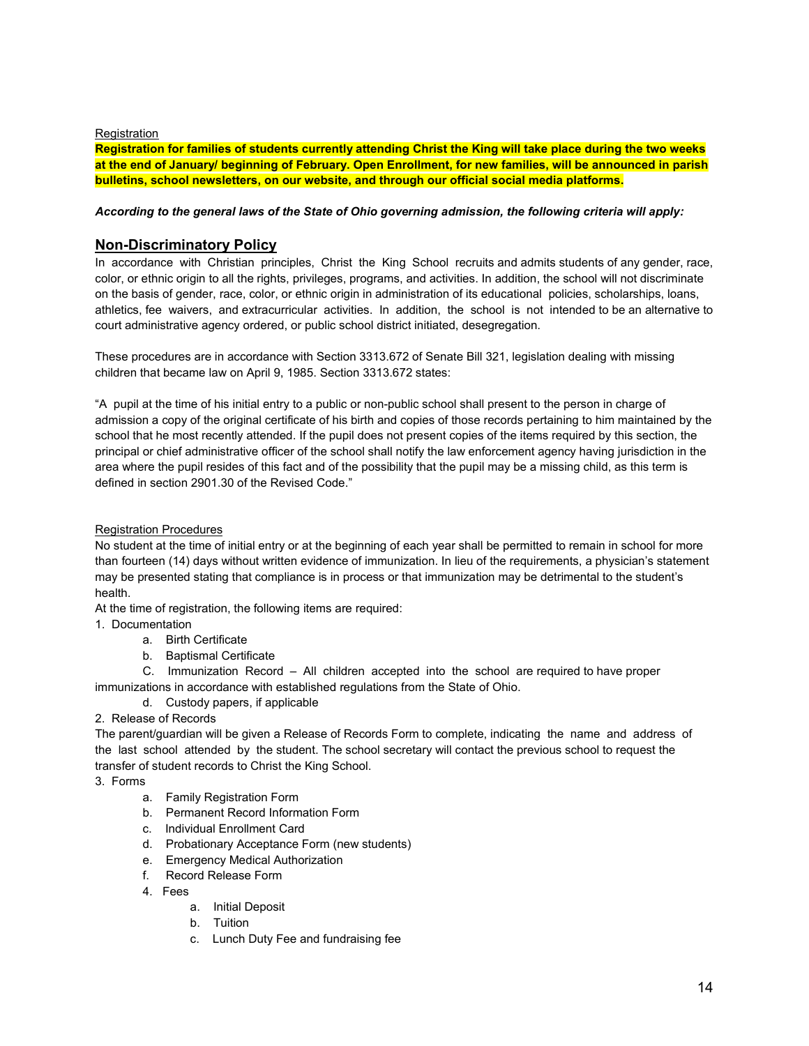Registration

**Registration for families of students currently attending Christ the King will take place during the two weeks at the end of January/ beginning of February. Open Enrollment, for new families, will be announced in parish bulletins, school newsletters, on our website, and through our official social media platforms.**

***According to the general laws of the State of Ohio governing admission, the following criteria will apply:***

## Non-Discriminatory Policy

In accordance with Christian principles, Christ the King School recruits and admits students of any gender, race, color, or ethnic origin to all the rights, privileges, programs, and activities. In addition, the school will not discriminate on the basis of gender, race, color, or ethnic origin in administration of its educational policies, scholarships, loans, athletics, fee waivers, and extracurricular activities. In addition, the school is not intended to be an alternative to court administrative agency ordered, or public school district initiated, desegregation.

These procedures are in accordance with Section 3313.672 of Senate Bill 321, legislation dealing with missing children that became law on April 9, 1985. Section 3313.672 states:

"A pupil at the time of his initial entry to a public or non-public school shall present to the person in charge of admission a copy of the original certificate of his birth and copies of those records pertaining to him maintained by the school that he most recently attended. If the pupil does not present copies of the items required by this section, the principal or chief administrative officer of the school shall notify the law enforcement agency having jurisdiction in the area where the pupil resides of this fact and of the possibility that the pupil may be a missing child, as this term is defined in section 2901.30 of the Revised Code."

Registration Procedures

No student at the time of initial entry or at the beginning of each year shall be permitted to remain in school for more than fourteen (14) days without written evidence of immunization. In lieu of the requirements, a physician's statement may be presented stating that compliance is in process or that immunization may be detrimental to the student's health.

At the time of registration, the following items are required:

1. Documentation
   a. Birth Certificate
   b. Baptismal Certificate
   C. Immunization Record – All children accepted into the school are required to have proper immunizations in accordance with established regulations from the State of Ohio.
   d. Custody papers, if applicable
2. Release of Records

The parent/guardian will be given a Release of Records Form to complete, indicating the name and address of the last school attended by the student. The school secretary will contact the previous school to request the transfer of student records to Christ the King School.

3. Forms
   a. Family Registration Form
   b. Permanent Record Information Form
   c. Individual Enrollment Card
   d. Probationary Acceptance Form (new students)
   e. Emergency Medical Authorization
   f. Record Release Form
   4. Fees
      a. Initial Deposit
      b. Tuition
      c. Lunch Duty Fee and fundraising fee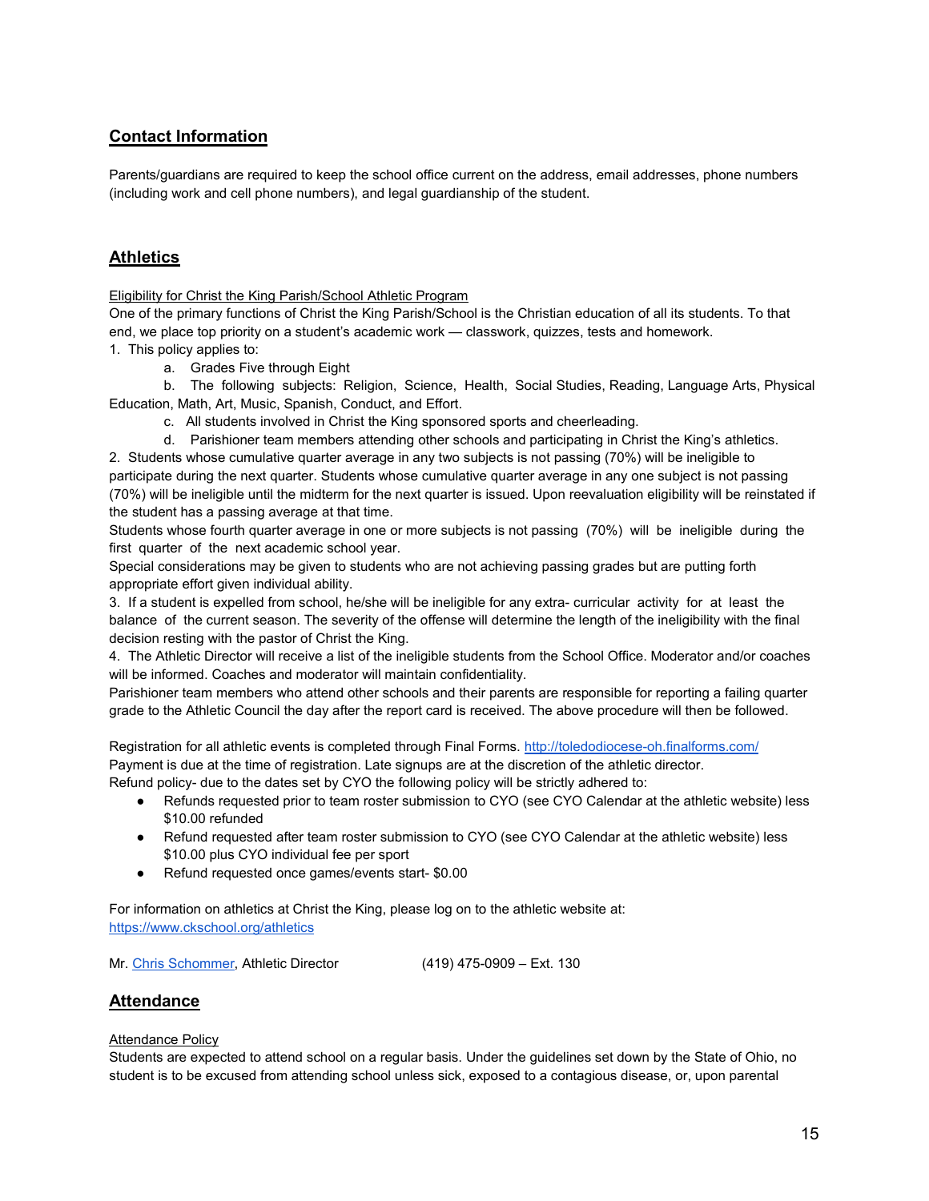## Contact Information

Parents/guardians are required to keep the school office current on the address, email addresses, phone numbers (including work and cell phone numbers), and legal guardianship of the student.

## Athletics

Eligibility for Christ the King Parish/School Athletic Program

One of the primary functions of Christ the King Parish/School is the Christian education of all its students. To that end, we place top priority on a student's academic work — classwork, quizzes, tests and homework.

1. This policy applies to:
   a. Grades Five through Eight
   b. The following subjects: Religion, Science, Health, Social Studies, Reading, Language Arts, Physical Education, Math, Art, Music, Spanish, Conduct, and Effort.
   c. All students involved in Christ the King sponsored sports and cheerleading.
   d. Parishioner team members attending other schools and participating in Christ the King's athletics.
2. Students whose cumulative quarter average in any two subjects is not passing (70%) will be ineligible to participate during the next quarter. Students whose cumulative quarter average in any one subject is not passing (70%) will be ineligible until the midterm for the next quarter is issued. Upon reevaluation eligibility will be reinstated if the student has a passing average at that time.

   Students whose fourth quarter average in one or more subjects is not passing (70%) will be ineligible during the first quarter of the next academic school year.

   Special considerations may be given to students who are not achieving passing grades but are putting forth appropriate effort given individual ability.
3. If a student is expelled from school, he/she will be ineligible for any extra- curricular activity for at least the balance of the current season. The severity of the offense will determine the length of the ineligibility with the final decision resting with the pastor of Christ the King.
4. The Athletic Director will receive a list of the ineligible students from the School Office. Moderator and/or coaches will be informed. Coaches and moderator will maintain confidentiality.

   Parishioner team members who attend other schools and their parents are responsible for reporting a failing quarter grade to the Athletic Council the day after the report card is received. The above procedure will then be followed.

Registration for all athletic events is completed through Final Forms. http://toledodiocese-oh.finalforms.com/
Payment is due at the time of registration. Late signups are at the discretion of the athletic director.
Refund policy- due to the dates set by CYO the following policy will be strictly adhered to:

- Refunds requested prior to team roster submission to CYO (see CYO Calendar at the athletic website) less $10.00 refunded
- Refund requested after team roster submission to CYO (see CYO Calendar at the athletic website) less $10.00 plus CYO individual fee per sport
- Refund requested once games/events start- $0.00

For information on athletics at Christ the King, please log on to the athletic website at:
https://www.ckschool.org/athletics

Mr. Chris Schommer, Athletic Director (419) 475-0909 – Ext. 130

## Attendance

Attendance Policy

Students are expected to attend school on a regular basis. Under the guidelines set down by the State of Ohio, no student is to be excused from attending school unless sick, exposed to a contagious disease, or, upon parental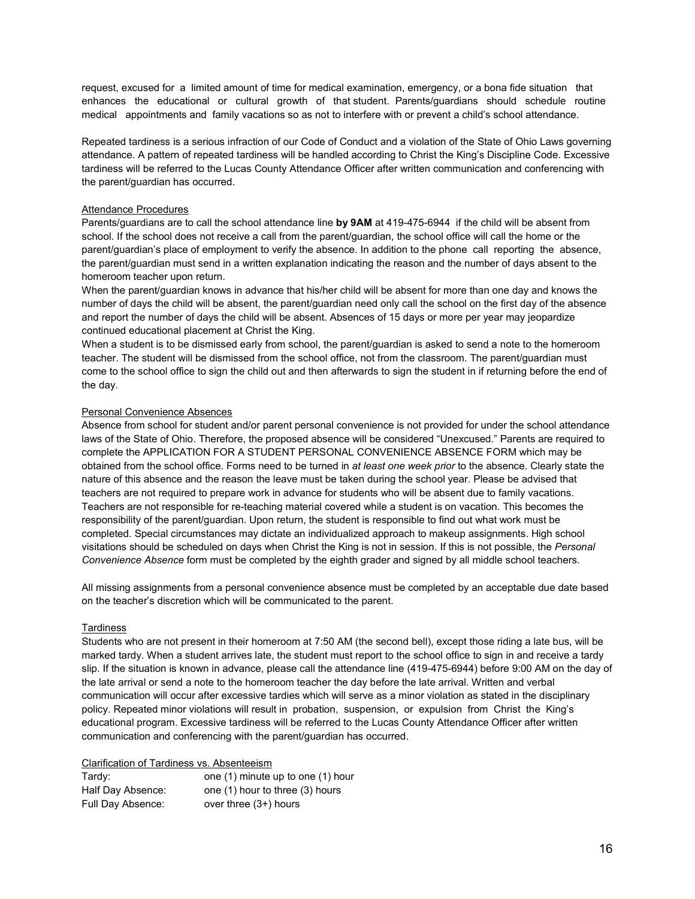request, excused for a limited amount of time for medical examination, emergency, or a bona fide situation that enhances the educational or cultural growth of that student. Parents/guardians should schedule routine medical appointments and family vacations so as not to interfere with or prevent a child's school attendance.

Repeated tardiness is a serious infraction of our Code of Conduct and a violation of the State of Ohio Laws governing attendance. A pattern of repeated tardiness will be handled according to Christ the King's Discipline Code. Excessive tardiness will be referred to the Lucas County Attendance Officer after written communication and conferencing with the parent/guardian has occurred.

### Attendance Procedures

Parents/guardians are to call the school attendance line **by 9AM** at 419-475-6944 if the child will be absent from school. If the school does not receive a call from the parent/guardian, the school office will call the home or the parent/guardian's place of employment to verify the absence. In addition to the phone call reporting the absence, the parent/guardian must send in a written explanation indicating the reason and the number of days absent to the homeroom teacher upon return.

When the parent/guardian knows in advance that his/her child will be absent for more than one day and knows the number of days the child will be absent, the parent/guardian need only call the school on the first day of the absence and report the number of days the child will be absent. Absences of 15 days or more per year may jeopardize continued educational placement at Christ the King.

When a student is to be dismissed early from school, the parent/guardian is asked to send a note to the homeroom teacher. The student will be dismissed from the school office, not from the classroom. The parent/guardian must come to the school office to sign the child out and then afterwards to sign the student in if returning before the end of the day.

### Personal Convenience Absences

Absence from school for student and/or parent personal convenience is not provided for under the school attendance laws of the State of Ohio. Therefore, the proposed absence will be considered "Unexcused." Parents are required to complete the APPLICATION FOR A STUDENT PERSONAL CONVENIENCE ABSENCE FORM which may be obtained from the school office. Forms need to be turned in *at least one week prior* to the absence. Clearly state the nature of this absence and the reason the leave must be taken during the school year. Please be advised that teachers are not required to prepare work in advance for students who will be absent due to family vacations. Teachers are not responsible for re-teaching material covered while a student is on vacation. This becomes the responsibility of the parent/guardian. Upon return, the student is responsible to find out what work must be completed. Special circumstances may dictate an individualized approach to makeup assignments. High school visitations should be scheduled on days when Christ the King is not in session. If this is not possible, the *Personal Convenience Absence* form must be completed by the eighth grader and signed by all middle school teachers.

All missing assignments from a personal convenience absence must be completed by an acceptable due date based on the teacher's discretion which will be communicated to the parent.

### Tardiness

Students who are not present in their homeroom at 7:50 AM (the second bell), except those riding a late bus, will be marked tardy. When a student arrives late, the student must report to the school office to sign in and receive a tardy slip. If the situation is known in advance, please call the attendance line (419-475-6944) before 9:00 AM on the day of the late arrival or send a note to the homeroom teacher the day before the late arrival. Written and verbal communication will occur after excessive tardies which will serve as a minor violation as stated in the disciplinary policy. Repeated minor violations will result in probation, suspension, or expulsion from Christ the King's educational program. Excessive tardiness will be referred to the Lucas County Attendance Officer after written communication and conferencing with the parent/guardian has occurred.

### Clarification of Tardiness vs. Absenteeism

| | |
|---|---|
| Tardy: | one (1) minute up to one (1) hour |
| Half Day Absence: | one (1) hour to three (3) hours |
| Full Day Absence: | over three (3+) hours |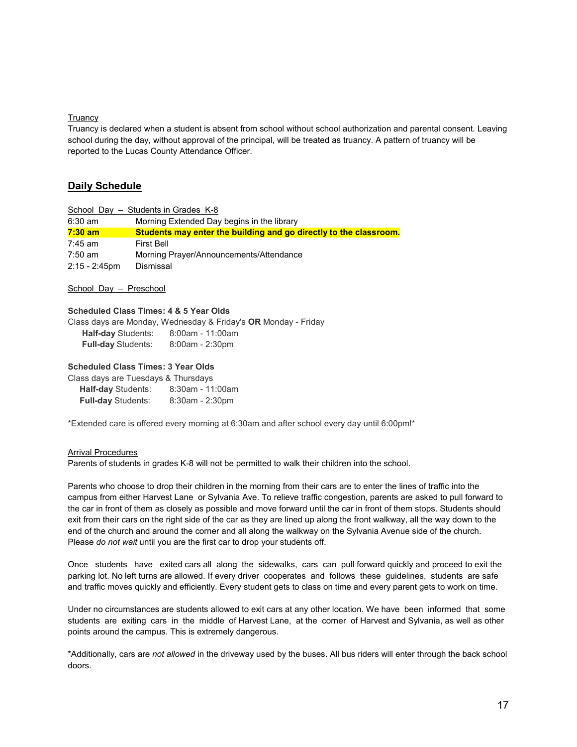Truancy

Truancy is declared when a student is absent from school without school authorization and parental consent. Leaving school during the day, without approval of the principal, will be treated as truancy. A pattern of truancy will be reported to the Lucas County Attendance Officer.

## Daily Schedule

School Day – Students in Grades K-8

| | |
|---|---|
| 6:30 am | Morning Extended Day begins in the library |
| **7:30 am** | **Students may enter the building and go directly to the classroom.** |
| 7:45 am | First Bell |
| 7:50 am | Morning Prayer/Announcements/Attendance |
| 2:15 - 2:45pm | Dismissal |

School Day – Preschool

**Scheduled Class Times: 4 & 5 Year Olds**

Class days are Monday, Wednesday & Friday's **OR** Monday - Friday

**Half-day** Students: 8:00am - 11:00am
**Full-day** Students: 8:00am - 2:30pm

**Scheduled Class Times: 3 Year Olds**

Class days are Tuesdays & Thursdays

**Half-day** Students: 8:30am - 11:00am
**Full-day** Students: 8:30am - 2:30pm

*Extended care is offered every morning at 6:30am and after school every day until 6:00pm!*

Arrival Procedures

Parents of students in grades K-8 will not be permitted to walk their children into the school.

Parents who choose to drop their children in the morning from their cars are to enter the lines of traffic into the campus from either Harvest Lane or Sylvania Ave. To relieve traffic congestion, parents are asked to pull forward to the car in front of them as closely as possible and move forward until the car in front of them stops. Students should exit from their cars on the right side of the car as they are lined up along the front walkway, all the way down to the end of the church and around the corner and all along the walkway on the Sylvania Avenue side of the church. Please *do not wait* until you are the first car to drop your students off.

Once students have exited cars all along the sidewalks, cars can pull forward quickly and proceed to exit the parking lot. No left turns are allowed. If every driver cooperates and follows these guidelines, students are safe and traffic moves quickly and efficiently. Every student gets to class on time and every parent gets to work on time.

Under no circumstances are students allowed to exit cars at any other location. We have been informed that some students are exiting cars in the middle of Harvest Lane, at the corner of Harvest and Sylvania, as well as other points around the campus. This is extremely dangerous.

*Additionally, cars are *not allowed* in the driveway used by the buses. All bus riders will enter through the back school doors.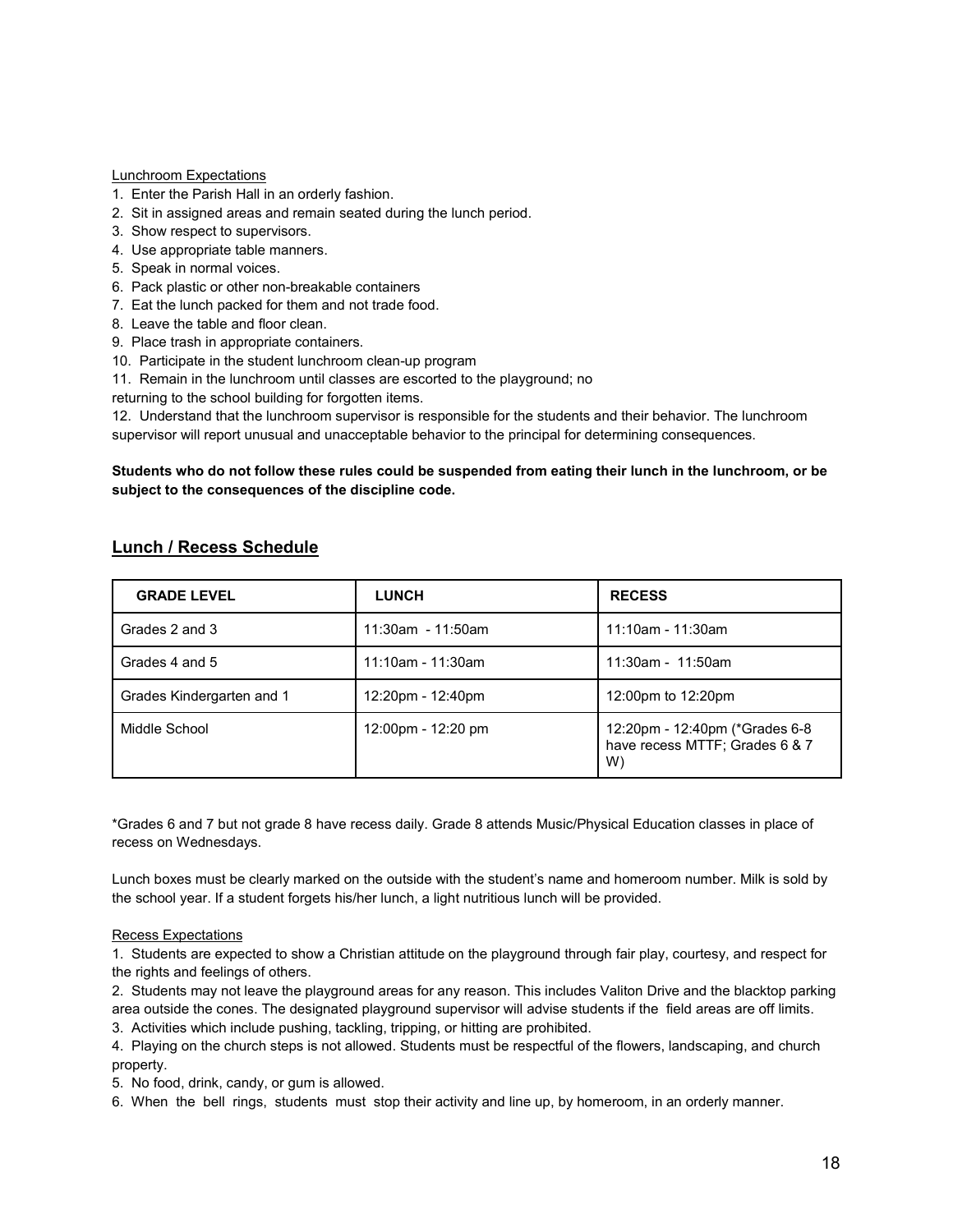Lunchroom Expectations

1. Enter the Parish Hall in an orderly fashion.
2. Sit in assigned areas and remain seated during the lunch period.
3. Show respect to supervisors.
4. Use appropriate table manners.
5. Speak in normal voices.
6. Pack plastic or other non-breakable containers
7. Eat the lunch packed for them and not trade food.
8. Leave the table and floor clean.
9. Place trash in appropriate containers.
10. Participate in the student lunchroom clean-up program
11. Remain in the lunchroom until classes are escorted to the playground; no returning to the school building for forgotten items.
12. Understand that the lunchroom supervisor is responsible for the students and their behavior. The lunchroom supervisor will report unusual and unacceptable behavior to the principal for determining consequences.

**Students who do not follow these rules could be suspended from eating their lunch in the lunchroom, or be subject to the consequences of the discipline code.**

## Lunch / Recess Schedule

| GRADE LEVEL | LUNCH | RECESS |
| --- | --- | --- |
| Grades 2 and 3 | 11:30am - 11:50am | 11:10am - 11:30am |
| Grades 4 and 5 | 11:10am - 11:30am | 11:30am - 11:50am |
| Grades Kindergarten and 1 | 12:20pm - 12:40pm | 12:00pm to 12:20pm |
| Middle School | 12:00pm - 12:20 pm | 12:20pm - 12:40pm (*Grades 6-8 have recess MTTF; Grades 6 & 7 W) |

*Grades 6 and 7 but not grade 8 have recess daily. Grade 8 attends Music/Physical Education classes in place of recess on Wednesdays.

Lunch boxes must be clearly marked on the outside with the student's name and homeroom number. Milk is sold by the school year. If a student forgets his/her lunch, a light nutritious lunch will be provided.

Recess Expectations

1. Students are expected to show a Christian attitude on the playground through fair play, courtesy, and respect for the rights and feelings of others.
2. Students may not leave the playground areas for any reason. This includes Valiton Drive and the blacktop parking area outside the cones. The designated playground supervisor will advise students if the field areas are off limits.
3. Activities which include pushing, tackling, tripping, or hitting are prohibited.
4. Playing on the church steps is not allowed. Students must be respectful of the flowers, landscaping, and church property.
5. No food, drink, candy, or gum is allowed.
6. When the bell rings, students must stop their activity and line up, by homeroom, in an orderly manner.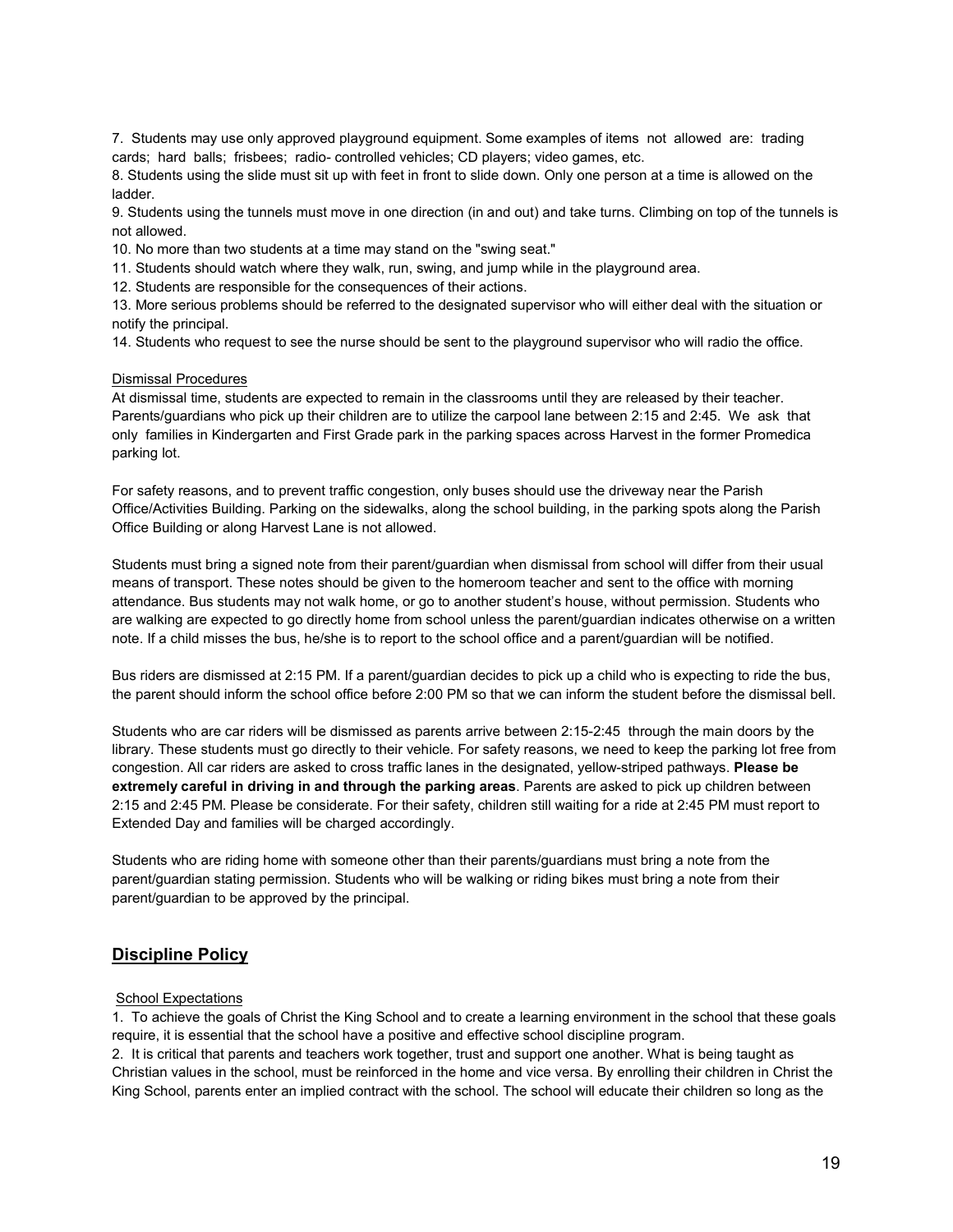7. Students may use only approved playground equipment. Some examples of items not allowed are: trading cards; hard balls; frisbees; radio- controlled vehicles; CD players; video games, etc.
8. Students using the slide must sit up with feet in front to slide down. Only one person at a time is allowed on the ladder.
9. Students using the tunnels must move in one direction (in and out) and take turns. Climbing on top of the tunnels is not allowed.
10. No more than two students at a time may stand on the "swing seat."
11. Students should watch where they walk, run, swing, and jump while in the playground area.
12. Students are responsible for the consequences of their actions.
13. More serious problems should be referred to the designated supervisor who will either deal with the situation or notify the principal.
14. Students who request to see the nurse should be sent to the playground supervisor who will radio the office.

Dismissal Procedures

At dismissal time, students are expected to remain in the classrooms until they are released by their teacher. Parents/guardians who pick up their children are to utilize the carpool lane between 2:15 and 2:45. We ask that only families in Kindergarten and First Grade park in the parking spaces across Harvest in the former Promedica parking lot.

For safety reasons, and to prevent traffic congestion, only buses should use the driveway near the Parish Office/Activities Building. Parking on the sidewalks, along the school building, in the parking spots along the Parish Office Building or along Harvest Lane is not allowed.

Students must bring a signed note from their parent/guardian when dismissal from school will differ from their usual means of transport. These notes should be given to the homeroom teacher and sent to the office with morning attendance. Bus students may not walk home, or go to another student's house, without permission. Students who are walking are expected to go directly home from school unless the parent/guardian indicates otherwise on a written note. If a child misses the bus, he/she is to report to the school office and a parent/guardian will be notified.

Bus riders are dismissed at 2:15 PM. If a parent/guardian decides to pick up a child who is expecting to ride the bus, the parent should inform the school office before 2:00 PM so that we can inform the student before the dismissal bell.

Students who are car riders will be dismissed as parents arrive between 2:15-2:45 through the main doors by the library. These students must go directly to their vehicle. For safety reasons, we need to keep the parking lot free from congestion. All car riders are asked to cross traffic lanes in the designated, yellow-striped pathways. **Please be extremely careful in driving in and through the parking areas**. Parents are asked to pick up children between 2:15 and 2:45 PM. Please be considerate. For their safety, children still waiting for a ride at 2:45 PM must report to Extended Day and families will be charged accordingly.

Students who are riding home with someone other than their parents/guardians must bring a note from the parent/guardian stating permission. Students who will be walking or riding bikes must bring a note from their parent/guardian to be approved by the principal.

## Discipline Policy

School Expectations

1. To achieve the goals of Christ the King School and to create a learning environment in the school that these goals require, it is essential that the school have a positive and effective school discipline program.
2. It is critical that parents and teachers work together, trust and support one another. What is being taught as Christian values in the school, must be reinforced in the home and vice versa. By enrolling their children in Christ the King School, parents enter an implied contract with the school. The school will educate their children so long as the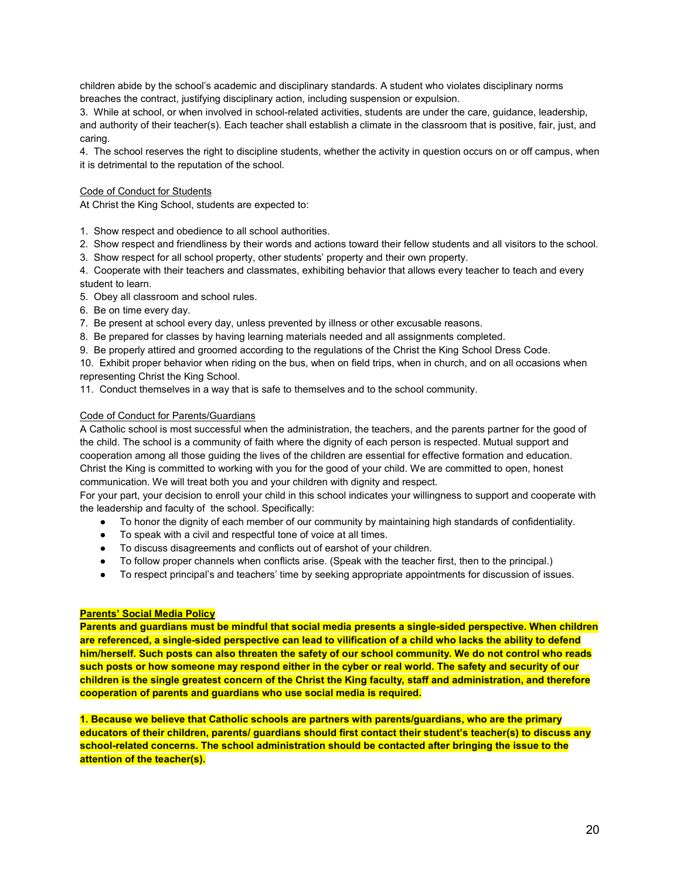children abide by the school's academic and disciplinary standards. A student who violates disciplinary norms breaches the contract, justifying disciplinary action, including suspension or expulsion.

3. While at school, or when involved in school-related activities, students are under the care, guidance, leadership, and authority of their teacher(s). Each teacher shall establish a climate in the classroom that is positive, fair, just, and caring.

4. The school reserves the right to discipline students, whether the activity in question occurs on or off campus, when it is detrimental to the reputation of the school.

<u>Code of Conduct for Students</u>

At Christ the King School, students are expected to:

1. Show respect and obedience to all school authorities.
2. Show respect and friendliness by their words and actions toward their fellow students and all visitors to the school.
3. Show respect for all school property, other students' property and their own property.
4. Cooperate with their teachers and classmates, exhibiting behavior that allows every teacher to teach and every student to learn.
5. Obey all classroom and school rules.
6. Be on time every day.
7. Be present at school every day, unless prevented by illness or other excusable reasons.
8. Be prepared for classes by having learning materials needed and all assignments completed.
9. Be properly attired and groomed according to the regulations of the Christ the King School Dress Code.
10. Exhibit proper behavior when riding on the bus, when on field trips, when in church, and on all occasions when representing Christ the King School.
11. Conduct themselves in a way that is safe to themselves and to the school community.

<u>Code of Conduct for Parents/Guardians</u>

A Catholic school is most successful when the administration, the teachers, and the parents partner for the good of the child. The school is a community of faith where the dignity of each person is respected. Mutual support and cooperation among all those guiding the lives of the children are essential for effective formation and education. Christ the King is committed to working with you for the good of your child. We are committed to open, honest communication. We will treat both you and your children with dignity and respect.

For your part, your decision to enroll your child in this school indicates your willingness to support and cooperate with the leadership and faculty of the school. Specifically:

- To honor the dignity of each member of our community by maintaining high standards of confidentiality.
- To speak with a civil and respectful tone of voice at all times.
- To discuss disagreements and conflicts out of earshot of your children.
- To follow proper channels when conflicts arise. (Speak with the teacher first, then to the principal.)
- To respect principal's and teachers' time by seeking appropriate appointments for discussion of issues.

**<u>Parents' Social Media Policy</u>**

**Parents and guardians must be mindful that social media presents a single-sided perspective. When children are referenced, a single-sided perspective can lead to vilification of a child who lacks the ability to defend him/herself. Such posts can also threaten the safety of our school community. We do not control who reads such posts or how someone may respond either in the cyber or real world. The safety and security of our children is the single greatest concern of the Christ the King faculty, staff and administration, and therefore cooperation of parents and guardians who use social media is required.**

**1. Because we believe that Catholic schools are partners with parents/guardians, who are the primary educators of their children, parents/ guardians should first contact their student's teacher(s) to discuss any school-related concerns. The school administration should be contacted after bringing the issue to the attention of the teacher(s).**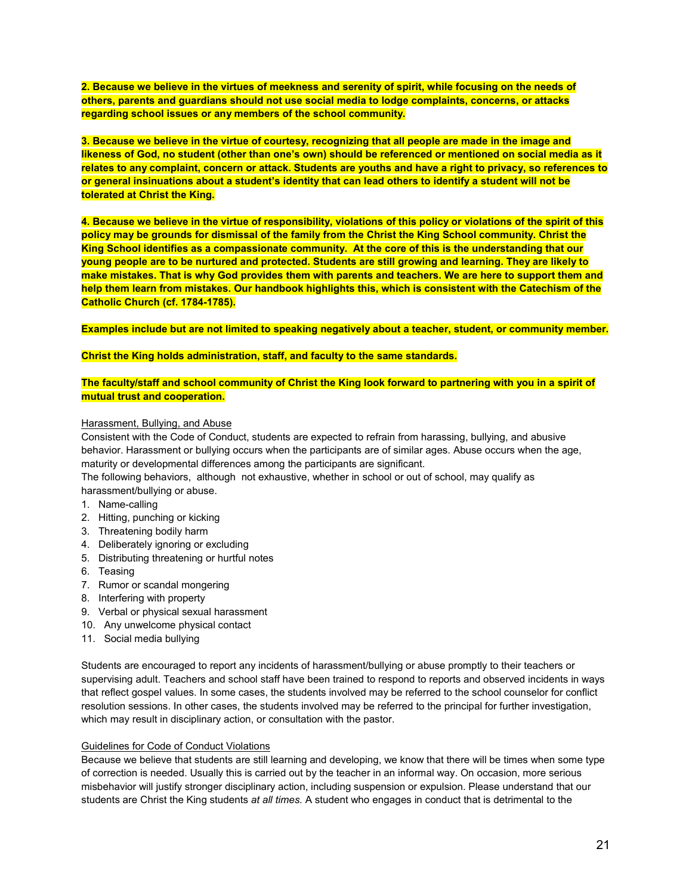**2. Because we believe in the virtues of meekness and serenity of spirit, while focusing on the needs of others, parents and guardians should not use social media to lodge complaints, concerns, or attacks regarding school issues or any members of the school community.**

**3. Because we believe in the virtue of courtesy, recognizing that all people are made in the image and likeness of God, no student (other than one's own) should be referenced or mentioned on social media as it relates to any complaint, concern or attack. Students are youths and have a right to privacy, so references to or general insinuations about a student's identity that can lead others to identify a student will not be tolerated at Christ the King.**

**4. Because we believe in the virtue of responsibility, violations of this policy or violations of the spirit of this policy may be grounds for dismissal of the family from the Christ the King School community. Christ the King School identifies as a compassionate community. At the core of this is the understanding that our young people are to be nurtured and protected. Students are still growing and learning. They are likely to make mistakes. That is why God provides them with parents and teachers. We are here to support them and help them learn from mistakes. Our handbook highlights this, which is consistent with the Catechism of the Catholic Church (cf. 1784-1785).**

**Examples include but are not limited to speaking negatively about a teacher, student, or community member.**

**Christ the King holds administration, staff, and faculty to the same standards.**

**The faculty/staff and school community of Christ the King look forward to partnering with you in a spirit of mutual trust and cooperation.**

Harassment, Bullying, and Abuse

Consistent with the Code of Conduct, students are expected to refrain from harassing, bullying, and abusive behavior. Harassment or bullying occurs when the participants are of similar ages. Abuse occurs when the age, maturity or developmental differences among the participants are significant.

The following behaviors, although not exhaustive, whether in school or out of school, may qualify as harassment/bullying or abuse.

1. Name-calling
2. Hitting, punching or kicking
3. Threatening bodily harm
4. Deliberately ignoring or excluding
5. Distributing threatening or hurtful notes
6. Teasing
7. Rumor or scandal mongering
8. Interfering with property
9. Verbal or physical sexual harassment
10. Any unwelcome physical contact
11. Social media bullying

Students are encouraged to report any incidents of harassment/bullying or abuse promptly to their teachers or supervising adult. Teachers and school staff have been trained to respond to reports and observed incidents in ways that reflect gospel values. In some cases, the students involved may be referred to the school counselor for conflict resolution sessions. In other cases, the students involved may be referred to the principal for further investigation, which may result in disciplinary action, or consultation with the pastor.

Guidelines for Code of Conduct Violations

Because we believe that students are still learning and developing, we know that there will be times when some type of correction is needed. Usually this is carried out by the teacher in an informal way. On occasion, more serious misbehavior will justify stronger disciplinary action, including suspension or expulsion. Please understand that our students are Christ the King students *at all times.* A student who engages in conduct that is detrimental to the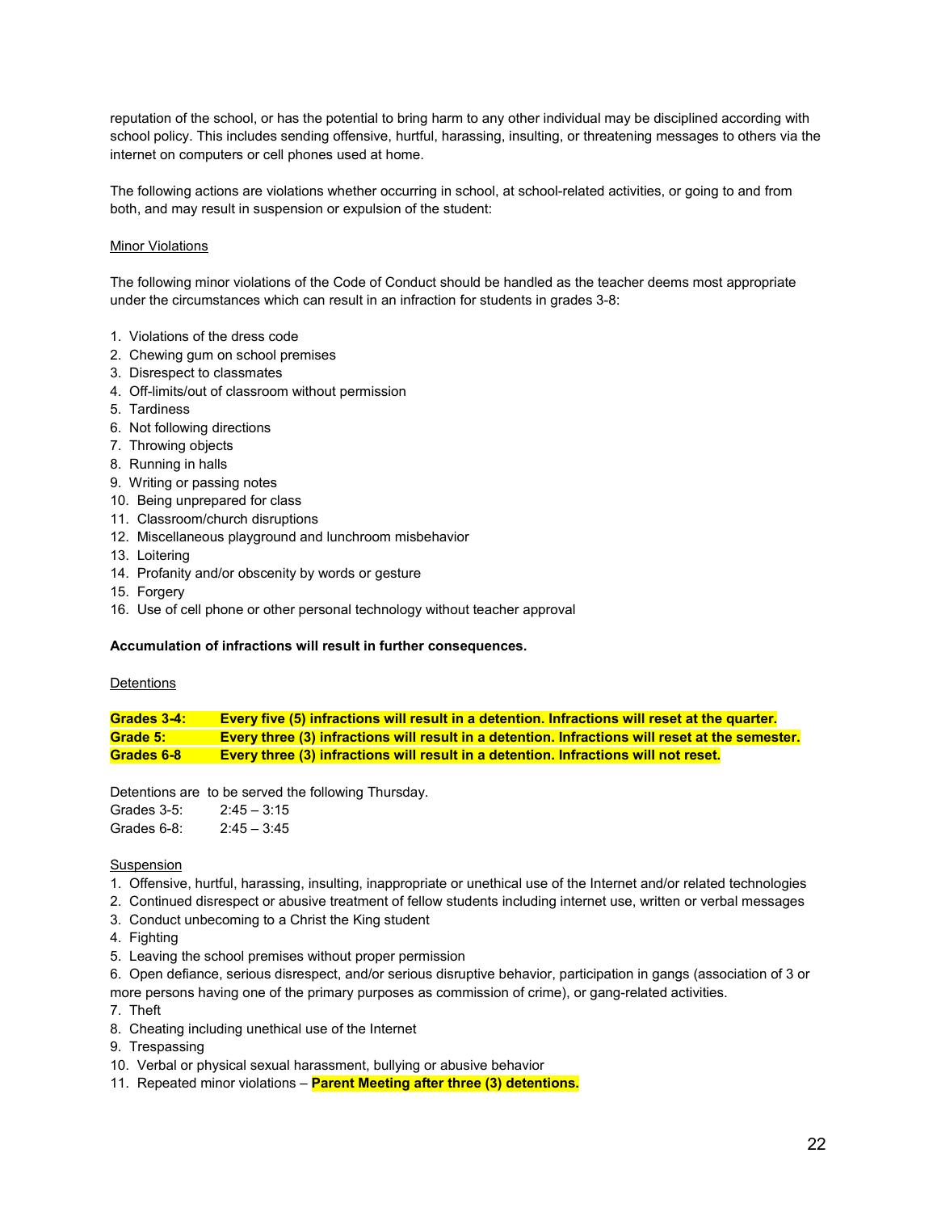reputation of the school, or has the potential to bring harm to any other individual may be disciplined according with school policy. This includes sending offensive, hurtful, harassing, insulting, or threatening messages to others via the internet on computers or cell phones used at home.

The following actions are violations whether occurring in school, at school-related activities, or going to and from both, and may result in suspension or expulsion of the student:

Minor Violations

The following minor violations of the Code of Conduct should be handled as the teacher deems most appropriate under the circumstances which can result in an infraction for students in grades 3-8:

1. Violations of the dress code
2. Chewing gum on school premises
3. Disrespect to classmates
4. Off-limits/out of classroom without permission
5. Tardiness
6. Not following directions
7. Throwing objects
8. Running in halls
9. Writing or passing notes
10. Being unprepared for class
11. Classroom/church disruptions
12. Miscellaneous playground and lunchroom misbehavior
13. Loitering
14. Profanity and/or obscenity by words or gesture
15. Forgery
16. Use of cell phone or other personal technology without teacher approval

**Accumulation of infractions will result in further consequences.**

Detentions

**Grades 3-4:** **Every five (5) infractions will result in a detention. Infractions will reset at the quarter.**
**Grade 5:** **Every three (3) infractions will result in a detention. Infractions will reset at the semester.**
**Grades 6-8** **Every three (3) infractions will result in a detention. Infractions will not reset.**

Detentions are to be served the following Thursday.
Grades 3-5: 2:45 – 3:15
Grades 6-8: 2:45 – 3:45

Suspension

1. Offensive, hurtful, harassing, insulting, inappropriate or unethical use of the Internet and/or related technologies
2. Continued disrespect or abusive treatment of fellow students including internet use, written or verbal messages
3. Conduct unbecoming to a Christ the King student
4. Fighting
5. Leaving the school premises without proper permission
6. Open defiance, serious disrespect, and/or serious disruptive behavior, participation in gangs (association of 3 or more persons having one of the primary purposes as commission of crime), or gang-related activities.
7. Theft
8. Cheating including unethical use of the Internet
9. Trespassing
10. Verbal or physical sexual harassment, bullying or abusive behavior
11. Repeated minor violations – **Parent Meeting after three (3) detentions.**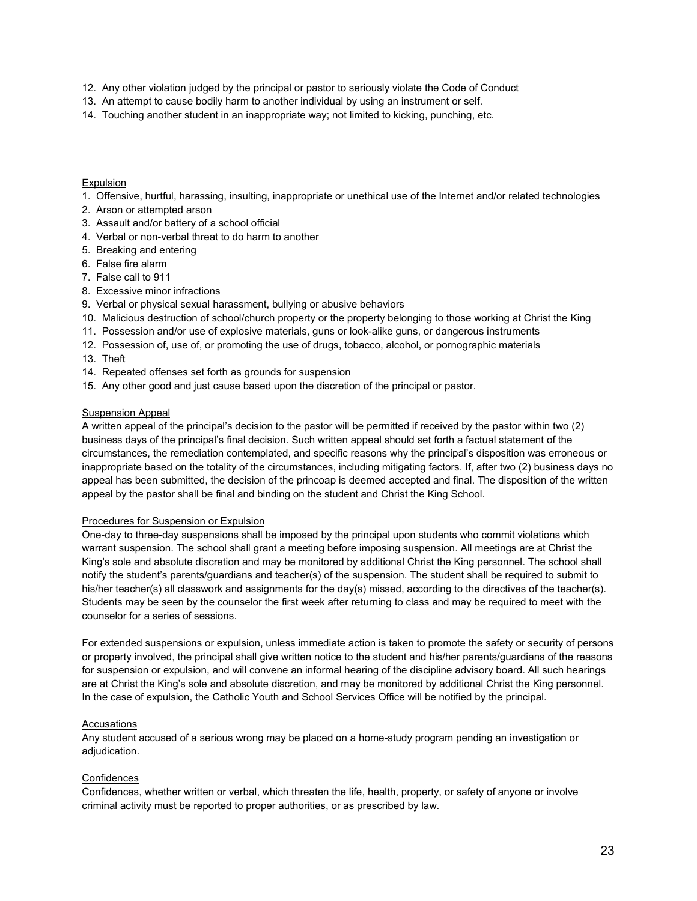12. Any other violation judged by the principal or pastor to seriously violate the Code of Conduct
13. An attempt to cause bodily harm to another individual by using an instrument or self.
14. Touching another student in an inappropriate way; not limited to kicking, punching, etc.

Expulsion

1. Offensive, hurtful, harassing, insulting, inappropriate or unethical use of the Internet and/or related technologies
2. Arson or attempted arson
3. Assault and/or battery of a school official
4. Verbal or non-verbal threat to do harm to another
5. Breaking and entering
6. False fire alarm
7. False call to 911
8. Excessive minor infractions
9. Verbal or physical sexual harassment, bullying or abusive behaviors
10. Malicious destruction of school/church property or the property belonging to those working at Christ the King
11. Possession and/or use of explosive materials, guns or look-alike guns, or dangerous instruments
12. Possession of, use of, or promoting the use of drugs, tobacco, alcohol, or pornographic materials
13. Theft
14. Repeated offenses set forth as grounds for suspension
15. Any other good and just cause based upon the discretion of the principal or pastor.

Suspension Appeal

A written appeal of the principal's decision to the pastor will be permitted if received by the pastor within two (2) business days of the principal's final decision. Such written appeal should set forth a factual statement of the circumstances, the remediation contemplated, and specific reasons why the principal's disposition was erroneous or inappropriate based on the totality of the circumstances, including mitigating factors. If, after two (2) business days no appeal has been submitted, the decision of the princoap is deemed accepted and final. The disposition of the written appeal by the pastor shall be final and binding on the student and Christ the King School.

Procedures for Suspension or Expulsion

One-day to three-day suspensions shall be imposed by the principal upon students who commit violations which warrant suspension. The school shall grant a meeting before imposing suspension. All meetings are at Christ the King's sole and absolute discretion and may be monitored by additional Christ the King personnel. The school shall notify the student's parents/guardians and teacher(s) of the suspension. The student shall be required to submit to his/her teacher(s) all classwork and assignments for the day(s) missed, according to the directives of the teacher(s). Students may be seen by the counselor the first week after returning to class and may be required to meet with the counselor for a series of sessions.

For extended suspensions or expulsion, unless immediate action is taken to promote the safety or security of persons or property involved, the principal shall give written notice to the student and his/her parents/guardians of the reasons for suspension or expulsion, and will convene an informal hearing of the discipline advisory board. All such hearings are at Christ the King's sole and absolute discretion, and may be monitored by additional Christ the King personnel. In the case of expulsion, the Catholic Youth and School Services Office will be notified by the principal.

Accusations

Any student accused of a serious wrong may be placed on a home-study program pending an investigation or adjudication.

Confidences

Confidences, whether written or verbal, which threaten the life, health, property, or safety of anyone or involve criminal activity must be reported to proper authorities, or as prescribed by law.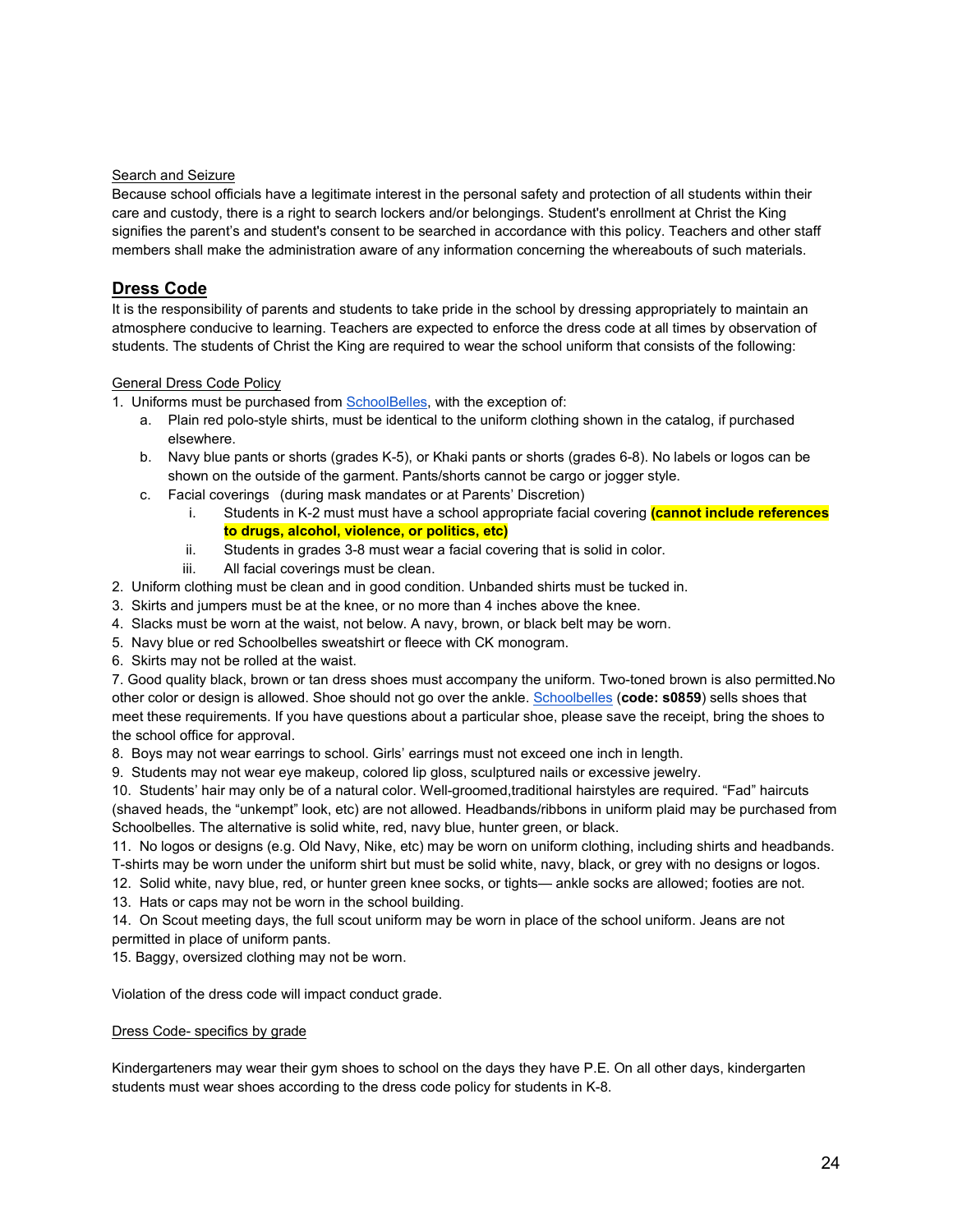Search and Seizure

Because school officials have a legitimate interest in the personal safety and protection of all students within their care and custody, there is a right to search lockers and/or belongings. Student's enrollment at Christ the King signifies the parent's and student's consent to be searched in accordance with this policy. Teachers and other staff members shall make the administration aware of any information concerning the whereabouts of such materials.

## Dress Code

It is the responsibility of parents and students to take pride in the school by dressing appropriately to maintain an atmosphere conducive to learning. Teachers are expected to enforce the dress code at all times by observation of students. The students of Christ the King are required to wear the school uniform that consists of the following:

General Dress Code Policy

1. Uniforms must be purchased from SchoolBelles, with the exception of:
    a. Plain red polo-style shirts, must be identical to the uniform clothing shown in the catalog, if purchased elsewhere.
    b. Navy blue pants or shorts (grades K-5), or Khaki pants or shorts (grades 6-8). No labels or logos can be shown on the outside of the garment. Pants/shorts cannot be cargo or jogger style.
    c. Facial coverings (during mask mandates or at Parents' Discretion)
        i. Students in K-2 must must have a school appropriate facial covering **(cannot include references to drugs, alcohol, violence, or politics, etc)**
        ii. Students in grades 3-8 must wear a facial covering that is solid in color.
        iii. All facial coverings must be clean.
2. Uniform clothing must be clean and in good condition. Unbanded shirts must be tucked in.
3. Skirts and jumpers must be at the knee, or no more than 4 inches above the knee.
4. Slacks must be worn at the waist, not below. A navy, brown, or black belt may be worn.
5. Navy blue or red Schoolbelles sweatshirt or fleece with CK monogram.
6. Skirts may not be rolled at the waist.
7. Good quality black, brown or tan dress shoes must accompany the uniform. Two-toned brown is also permitted.No other color or design is allowed. Shoe should not go over the ankle. Schoolbelles (**code: s0859**) sells shoes that meet these requirements. If you have questions about a particular shoe, please save the receipt, bring the shoes to the school office for approval.
8. Boys may not wear earrings to school. Girls' earrings must not exceed one inch in length.
9. Students may not wear eye makeup, colored lip gloss, sculptured nails or excessive jewelry.
10. Students' hair may only be of a natural color. Well-groomed,traditional hairstyles are required. "Fad" haircuts (shaved heads, the "unkempt" look, etc) are not allowed. Headbands/ribbons in uniform plaid may be purchased from Schoolbelles. The alternative is solid white, red, navy blue, hunter green, or black.
11. No logos or designs (e.g. Old Navy, Nike, etc) may be worn on uniform clothing, including shirts and headbands. T-shirts may be worn under the uniform shirt but must be solid white, navy, black, or grey with no designs or logos.
12. Solid white, navy blue, red, or hunter green knee socks, or tights— ankle socks are allowed; footies are not.
13. Hats or caps may not be worn in the school building.
14. On Scout meeting days, the full scout uniform may be worn in place of the school uniform. Jeans are not permitted in place of uniform pants.
15. Baggy, oversized clothing may not be worn.

Violation of the dress code will impact conduct grade.

Dress Code- specifics by grade

Kindergarteners may wear their gym shoes to school on the days they have P.E. On all other days, kindergarten students must wear shoes according to the dress code policy for students in K-8.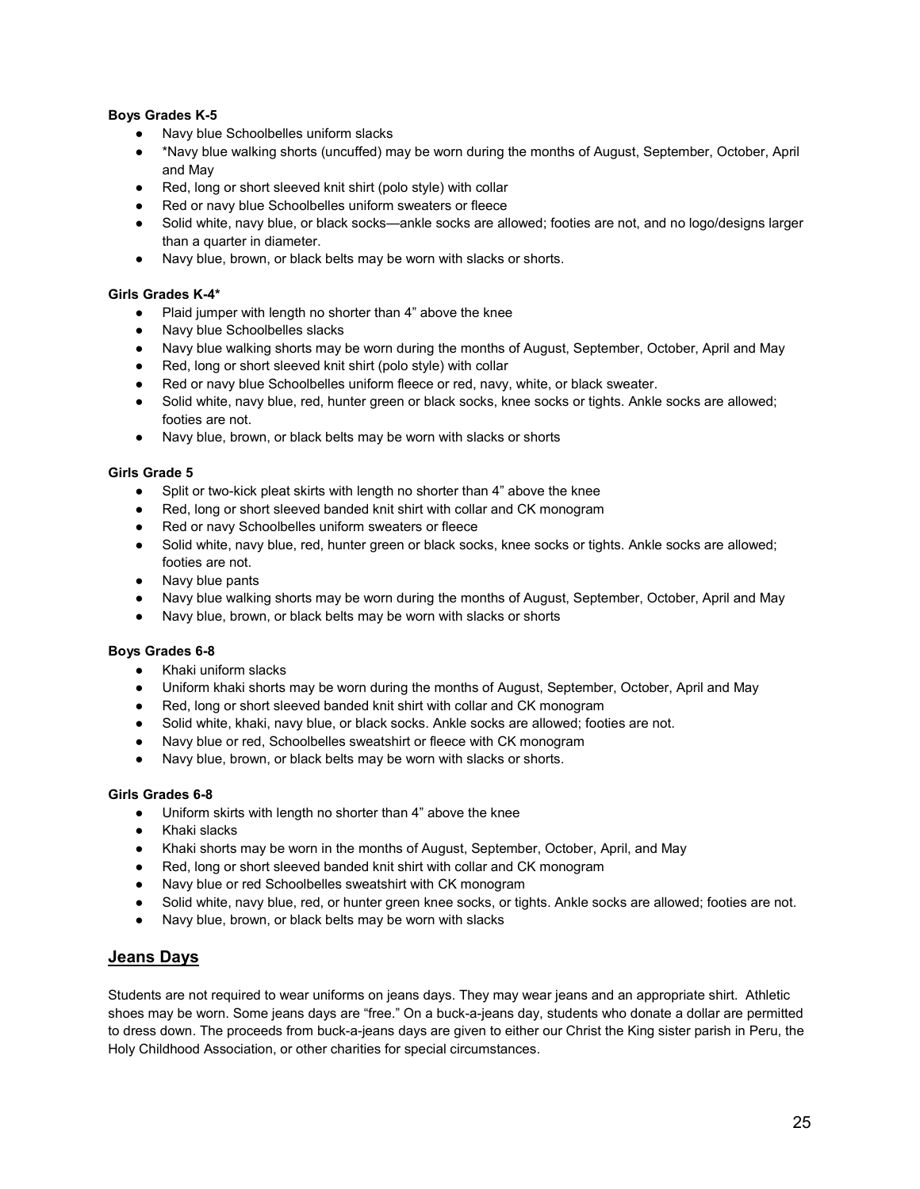**Boys Grades K-5**

- Navy blue Schoolbelles uniform slacks
- *Navy blue walking shorts (uncuffed) may be worn during the months of August, September, October, April and May
- Red, long or short sleeved knit shirt (polo style) with collar
- Red or navy blue Schoolbelles uniform sweaters or fleece
- Solid white, navy blue, or black socks—ankle socks are allowed; footies are not, and no logo/designs larger than a quarter in diameter.
- Navy blue, brown, or black belts may be worn with slacks or shorts.

**Girls Grades K-4***

- Plaid jumper with length no shorter than 4” above the knee
- Navy blue Schoolbelles slacks
- Navy blue walking shorts may be worn during the months of August, September, October, April and May
- Red, long or short sleeved knit shirt (polo style) with collar
- Red or navy blue Schoolbelles uniform fleece or red, navy, white, or black sweater.
- Solid white, navy blue, red, hunter green or black socks, knee socks or tights. Ankle socks are allowed; footies are not.
- Navy blue, brown, or black belts may be worn with slacks or shorts

**Girls Grade 5**

- Split or two-kick pleat skirts with length no shorter than 4” above the knee
- Red, long or short sleeved banded knit shirt with collar and CK monogram
- Red or navy Schoolbelles uniform sweaters or fleece
- Solid white, navy blue, red, hunter green or black socks, knee socks or tights. Ankle socks are allowed; footies are not.
- Navy blue pants
- Navy blue walking shorts may be worn during the months of August, September, October, April and May
- Navy blue, brown, or black belts may be worn with slacks or shorts

**Boys Grades 6-8**

- Khaki uniform slacks
- Uniform khaki shorts may be worn during the months of August, September, October, April and May
- Red, long or short sleeved banded knit shirt with collar and CK monogram
- Solid white, khaki, navy blue, or black socks. Ankle socks are allowed; footies are not.
- Navy blue or red, Schoolbelles sweatshirt or fleece with CK monogram
- Navy blue, brown, or black belts may be worn with slacks or shorts.

**Girls Grades 6-8**

- Uniform skirts with length no shorter than 4” above the knee
- Khaki slacks
- Khaki shorts may be worn in the months of August, September, October, April, and May
- Red, long or short sleeved banded knit shirt with collar and CK monogram
- Navy blue or red Schoolbelles sweatshirt with CK monogram
- Solid white, navy blue, red, or hunter green knee socks, or tights. Ankle socks are allowed; footies are not.
- Navy blue, brown, or black belts may be worn with slacks

## Jeans Days

Students are not required to wear uniforms on jeans days. They may wear jeans and an appropriate shirt. Athletic shoes may be worn. Some jeans days are “free.” On a buck-a-jeans day, students who donate a dollar are permitted to dress down. The proceeds from buck-a-jeans days are given to either our Christ the King sister parish in Peru, the Holy Childhood Association, or other charities for special circumstances.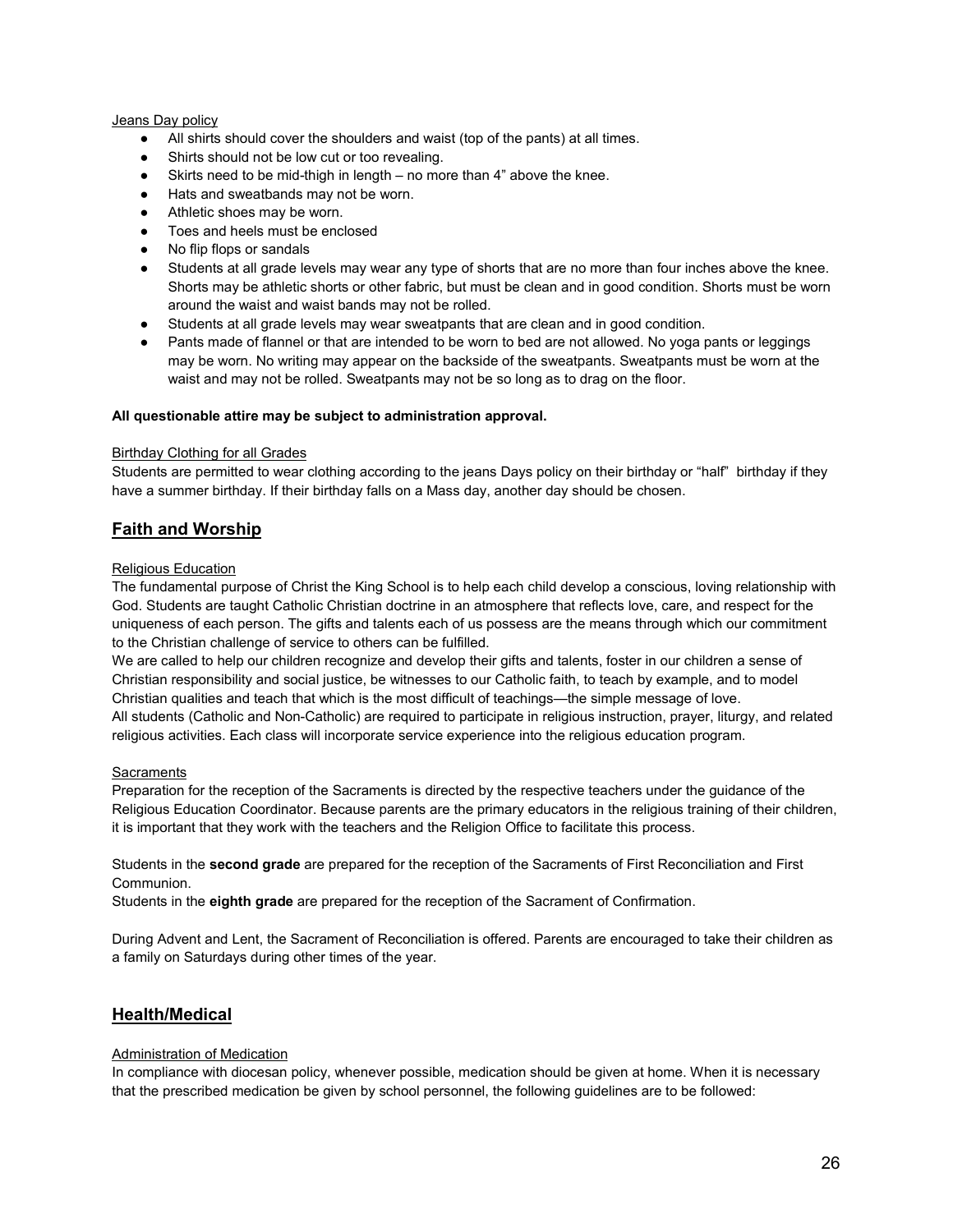Jeans Day policy

- All shirts should cover the shoulders and waist (top of the pants) at all times.
- Shirts should not be low cut or too revealing.
- Skirts need to be mid-thigh in length – no more than 4" above the knee.
- Hats and sweatbands may not be worn.
- Athletic shoes may be worn.
- Toes and heels must be enclosed
- No flip flops or sandals
- Students at all grade levels may wear any type of shorts that are no more than four inches above the knee. Shorts may be athletic shorts or other fabric, but must be clean and in good condition. Shorts must be worn around the waist and waist bands may not be rolled.
- Students at all grade levels may wear sweatpants that are clean and in good condition.
- Pants made of flannel or that are intended to be worn to bed are not allowed. No yoga pants or leggings may be worn. No writing may appear on the backside of the sweatpants. Sweatpants must be worn at the waist and may not be rolled. Sweatpants may not be so long as to drag on the floor.

**All questionable attire may be subject to administration approval.**

Birthday Clothing for all Grades

Students are permitted to wear clothing according to the jeans Days policy on their birthday or "half" birthday if they have a summer birthday. If their birthday falls on a Mass day, another day should be chosen.

## Faith and Worship

Religious Education

The fundamental purpose of Christ the King School is to help each child develop a conscious, loving relationship with God. Students are taught Catholic Christian doctrine in an atmosphere that reflects love, care, and respect for the uniqueness of each person. The gifts and talents each of us possess are the means through which our commitment to the Christian challenge of service to others can be fulfilled.

We are called to help our children recognize and develop their gifts and talents, foster in our children a sense of Christian responsibility and social justice, be witnesses to our Catholic faith, to teach by example, and to model Christian qualities and teach that which is the most difficult of teachings—the simple message of love.

All students (Catholic and Non-Catholic) are required to participate in religious instruction, prayer, liturgy, and related religious activities. Each class will incorporate service experience into the religious education program.

Sacraments

Preparation for the reception of the Sacraments is directed by the respective teachers under the guidance of the Religious Education Coordinator. Because parents are the primary educators in the religious training of their children, it is important that they work with the teachers and the Religion Office to facilitate this process.

Students in the **second grade** are prepared for the reception of the Sacraments of First Reconciliation and First Communion.

Students in the **eighth grade** are prepared for the reception of the Sacrament of Confirmation.

During Advent and Lent, the Sacrament of Reconciliation is offered. Parents are encouraged to take their children as a family on Saturdays during other times of the year.

## Health/Medical

Administration of Medication

In compliance with diocesan policy, whenever possible, medication should be given at home. When it is necessary that the prescribed medication be given by school personnel, the following guidelines are to be followed: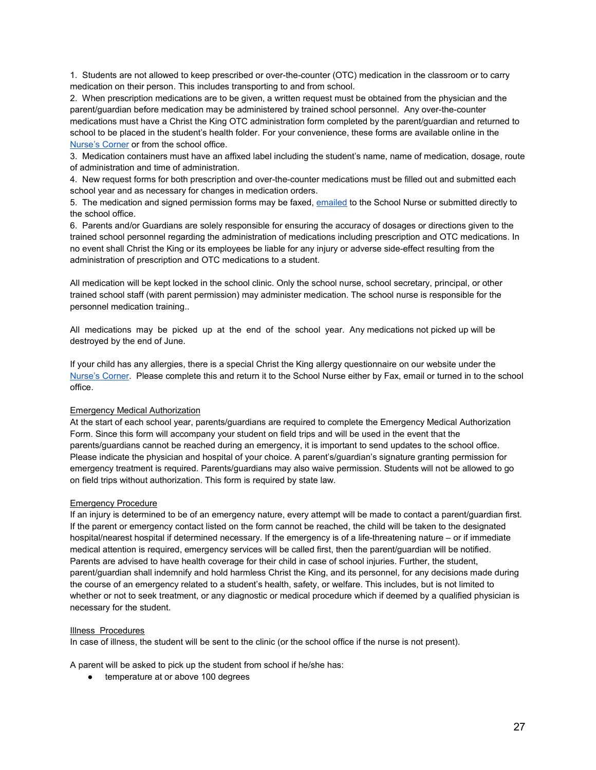1. Students are not allowed to keep prescribed or over-the-counter (OTC) medication in the classroom or to carry medication on their person. This includes transporting to and from school.
2. When prescription medications are to be given, a written request must be obtained from the physician and the parent/guardian before medication may be administered by trained school personnel. Any over-the-counter medications must have a Christ the King OTC administration form completed by the parent/guardian and returned to school to be placed in the student's health folder. For your convenience, these forms are available online in the Nurse's Corner or from the school office.
3. Medication containers must have an affixed label including the student's name, name of medication, dosage, route of administration and time of administration.
4. New request forms for both prescription and over-the-counter medications must be filled out and submitted each school year and as necessary for changes in medication orders.
5. The medication and signed permission forms may be faxed, emailed to the School Nurse or submitted directly to the school office.
6. Parents and/or Guardians are solely responsible for ensuring the accuracy of dosages or directions given to the trained school personnel regarding the administration of medications including prescription and OTC medications. In no event shall Christ the King or its employees be liable for any injury or adverse side-effect resulting from the administration of prescription and OTC medications to a student.

All medication will be kept locked in the school clinic. Only the school nurse, school secretary, principal, or other trained school staff (with parent permission) may administer medication. The school nurse is responsible for the personnel medication training..

All medications may be picked up at the end of the school year. Any medications not picked up will be destroyed by the end of June.

If your child has any allergies, there is a special Christ the King allergy questionnaire on our website under the Nurse's Corner. Please complete this and return it to the School Nurse either by Fax, email or turned in to the school office.

## Emergency Medical Authorization

At the start of each school year, parents/guardians are required to complete the Emergency Medical Authorization Form. Since this form will accompany your student on field trips and will be used in the event that the parents/guardians cannot be reached during an emergency, it is important to send updates to the school office. Please indicate the physician and hospital of your choice. A parent's/guardian's signature granting permission for emergency treatment is required. Parents/guardians may also waive permission. Students will not be allowed to go on field trips without authorization. This form is required by state law.

## Emergency Procedure

If an injury is determined to be of an emergency nature, every attempt will be made to contact a parent/guardian first. If the parent or emergency contact listed on the form cannot be reached, the child will be taken to the designated hospital/nearest hospital if determined necessary. If the emergency is of a life-threatening nature – or if immediate medical attention is required, emergency services will be called first, then the parent/guardian will be notified. Parents are advised to have health coverage for their child in case of school injuries. Further, the student, parent/guardian shall indemnify and hold harmless Christ the King, and its personnel, for any decisions made during the course of an emergency related to a student's health, safety, or welfare. This includes, but is not limited to whether or not to seek treatment, or any diagnostic or medical procedure which if deemed by a qualified physician is necessary for the student.

## Illness Procedures

In case of illness, the student will be sent to the clinic (or the school office if the nurse is not present).

A parent will be asked to pick up the student from school if he/she has:

- temperature at or above 100 degrees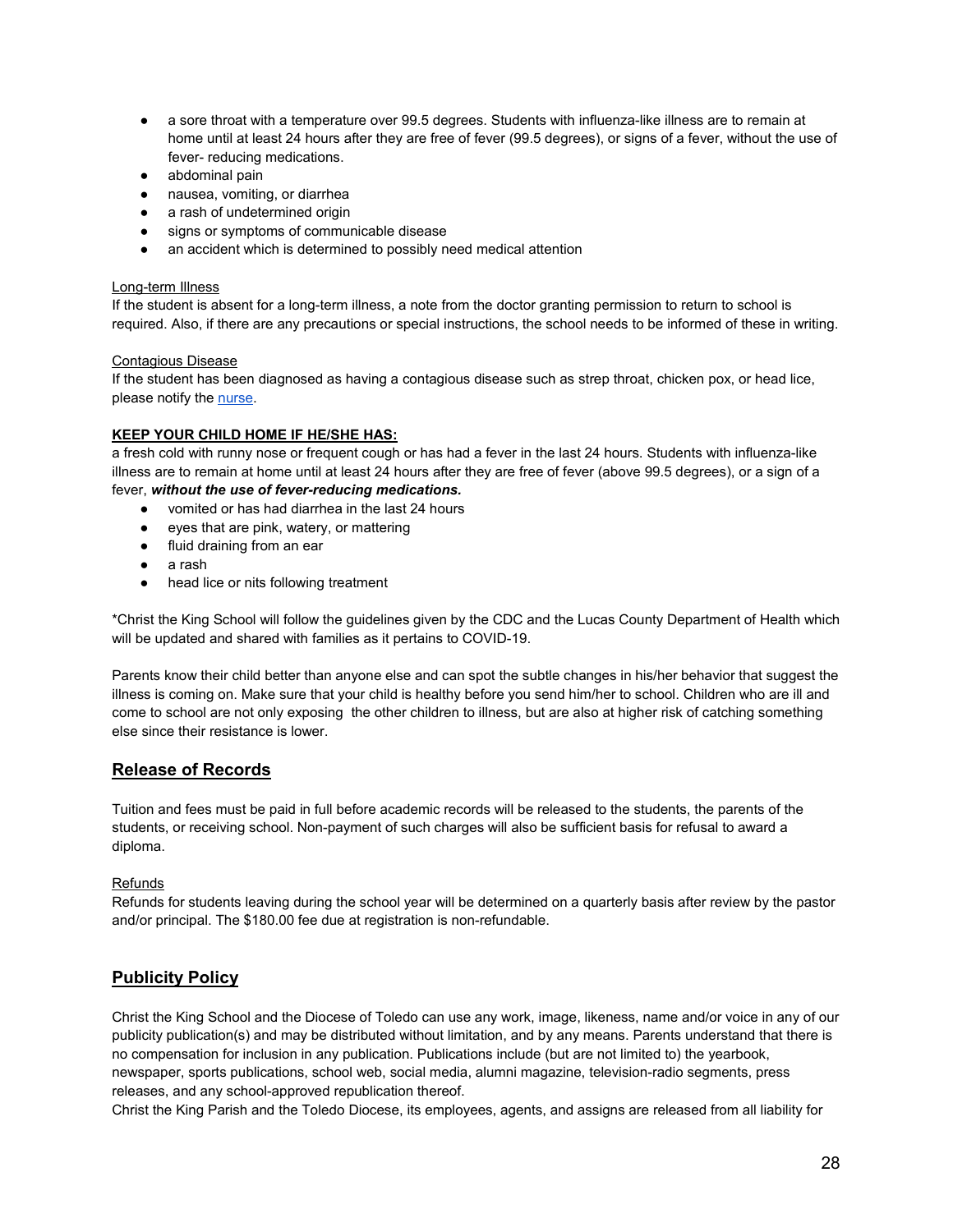- a sore throat with a temperature over 99.5 degrees. Students with influenza-like illness are to remain at home until at least 24 hours after they are free of fever (99.5 degrees), or signs of a fever, without the use of fever- reducing medications.
- abdominal pain
- nausea, vomiting, or diarrhea
- a rash of undetermined origin
- signs or symptoms of communicable disease
- an accident which is determined to possibly need medical attention

Long-term Illness

If the student is absent for a long-term illness, a note from the doctor granting permission to return to school is required. Also, if there are any precautions or special instructions, the school needs to be informed of these in writing.

Contagious Disease

If the student has been diagnosed as having a contagious disease such as strep throat, chicken pox, or head lice, please notify the nurse.

**KEEP YOUR CHILD HOME IF HE/SHE HAS:**

a fresh cold with runny nose or frequent cough or has had a fever in the last 24 hours. Students with influenza-like illness are to remain at home until at least 24 hours after they are free of fever (above 99.5 degrees), or a sign of a fever, ***without the use of fever-reducing medications.***

- vomited or has had diarrhea in the last 24 hours
- eyes that are pink, watery, or mattering
- fluid draining from an ear
- a rash
- head lice or nits following treatment

*Christ the King School will follow the guidelines given by the CDC and the Lucas County Department of Health which will be updated and shared with families as it pertains to COVID-19.

Parents know their child better than anyone else and can spot the subtle changes in his/her behavior that suggest the illness is coming on. Make sure that your child is healthy before you send him/her to school. Children who are ill and come to school are not only exposing the other children to illness, but are also at higher risk of catching something else since their resistance is lower.

## Release of Records

Tuition and fees must be paid in full before academic records will be released to the students, the parents of the students, or receiving school. Non-payment of such charges will also be sufficient basis for refusal to award a diploma.

Refunds

Refunds for students leaving during the school year will be determined on a quarterly basis after review by the pastor and/or principal. The $180.00 fee due at registration is non-refundable.

## Publicity Policy

Christ the King School and the Diocese of Toledo can use any work, image, likeness, name and/or voice in any of our publicity publication(s) and may be distributed without limitation, and by any means. Parents understand that there is no compensation for inclusion in any publication. Publications include (but are not limited to) the yearbook, newspaper, sports publications, school web, social media, alumni magazine, television-radio segments, press releases, and any school-approved republication thereof.

Christ the King Parish and the Toledo Diocese, its employees, agents, and assigns are released from all liability for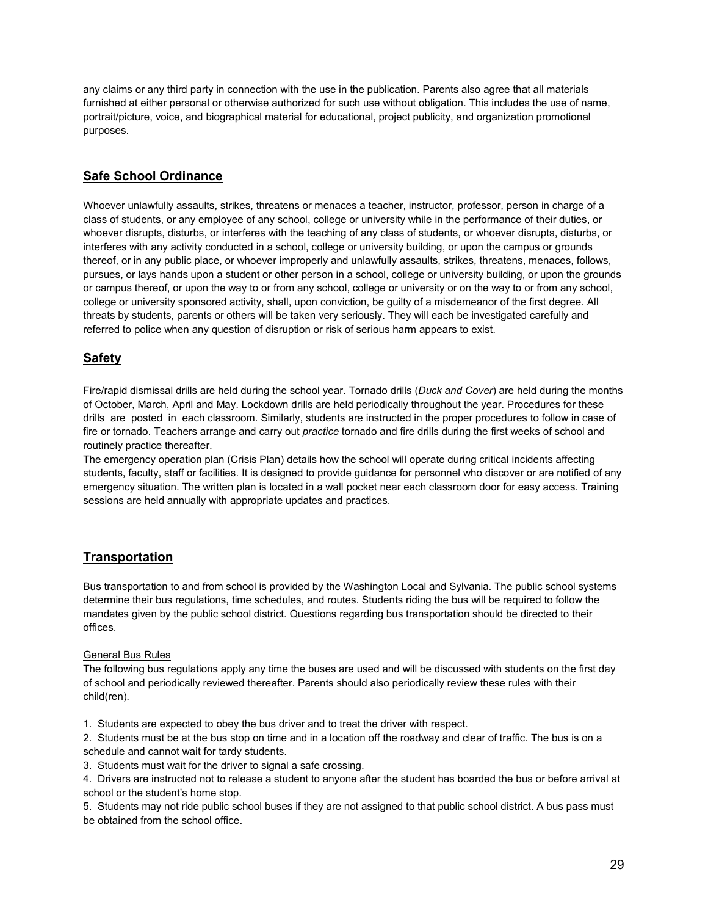any claims or any third party in connection with the use in the publication. Parents also agree that all materials furnished at either personal or otherwise authorized for such use without obligation. This includes the use of name, portrait/picture, voice, and biographical material for educational, project publicity, and organization promotional purposes.

## Safe School Ordinance

Whoever unlawfully assaults, strikes, threatens or menaces a teacher, instructor, professor, person in charge of a class of students, or any employee of any school, college or university while in the performance of their duties, or whoever disrupts, disturbs, or interferes with the teaching of any class of students, or whoever disrupts, disturbs, or interferes with any activity conducted in a school, college or university building, or upon the campus or grounds thereof, or in any public place, or whoever improperly and unlawfully assaults, strikes, threatens, menaces, follows, pursues, or lays hands upon a student or other person in a school, college or university building, or upon the grounds or campus thereof, or upon the way to or from any school, college or university or on the way to or from any school, college or university sponsored activity, shall, upon conviction, be guilty of a misdemeanor of the first degree. All threats by students, parents or others will be taken very seriously. They will each be investigated carefully and referred to police when any question of disruption or risk of serious harm appears to exist.

## Safety

Fire/rapid dismissal drills are held during the school year. Tornado drills (*Duck and Cover*) are held during the months of October, March, April and May. Lockdown drills are held periodically throughout the year. Procedures for these drills are posted in each classroom. Similarly, students are instructed in the proper procedures to follow in case of fire or tornado. Teachers arrange and carry out *practice* tornado and fire drills during the first weeks of school and routinely practice thereafter.

The emergency operation plan (Crisis Plan) details how the school will operate during critical incidents affecting students, faculty, staff or facilities. It is designed to provide guidance for personnel who discover or are notified of any emergency situation. The written plan is located in a wall pocket near each classroom door for easy access. Training sessions are held annually with appropriate updates and practices.

## Transportation

Bus transportation to and from school is provided by the Washington Local and Sylvania. The public school systems determine their bus regulations, time schedules, and routes. Students riding the bus will be required to follow the mandates given by the public school district. Questions regarding bus transportation should be directed to their offices.

General Bus Rules

The following bus regulations apply any time the buses are used and will be discussed with students on the first day of school and periodically reviewed thereafter. Parents should also periodically review these rules with their child(ren).

1. Students are expected to obey the bus driver and to treat the driver with respect.
2. Students must be at the bus stop on time and in a location off the roadway and clear of traffic. The bus is on a schedule and cannot wait for tardy students.
3. Students must wait for the driver to signal a safe crossing.
4. Drivers are instructed not to release a student to anyone after the student has boarded the bus or before arrival at school or the student's home stop.
5. Students may not ride public school buses if they are not assigned to that public school district. A bus pass must be obtained from the school office.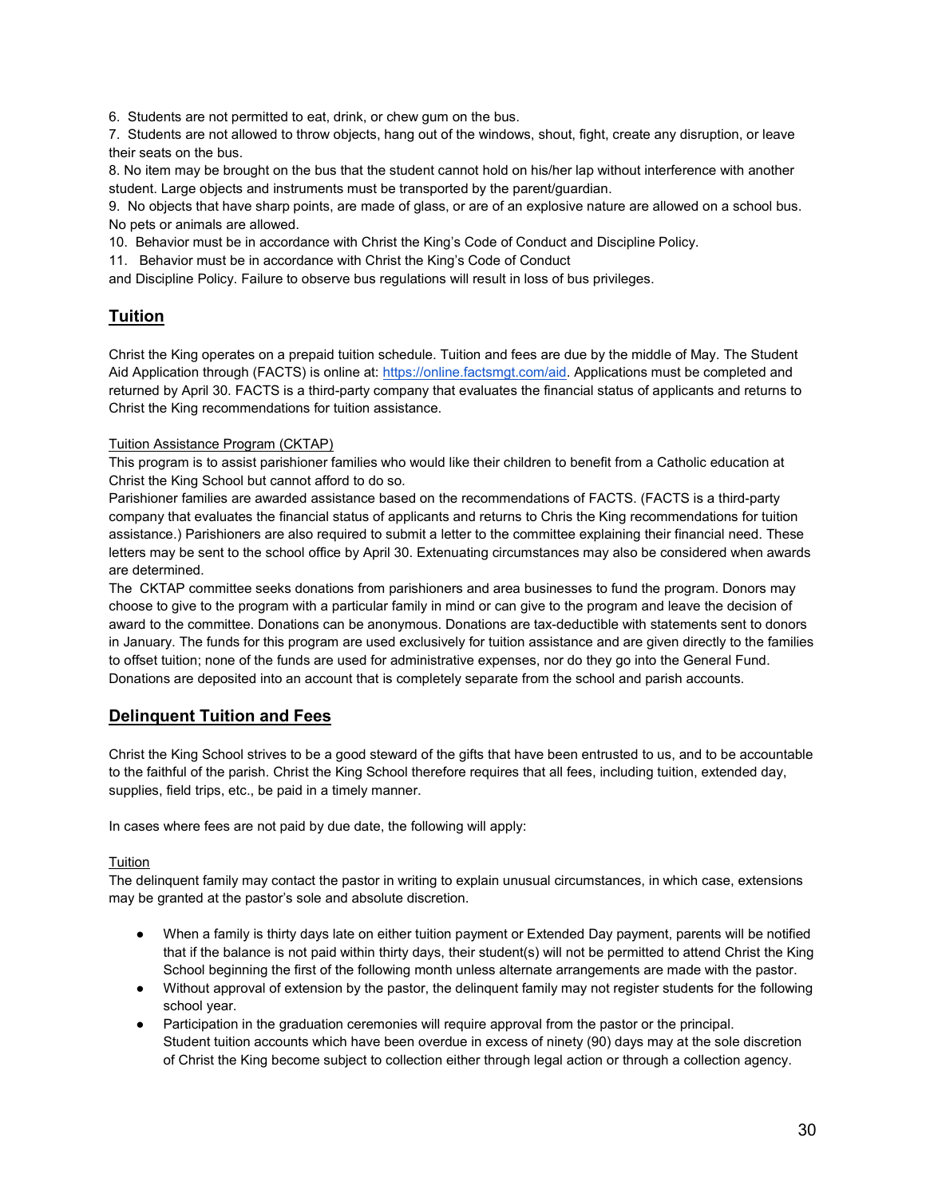6. Students are not permitted to eat, drink, or chew gum on the bus.
7. Students are not allowed to throw objects, hang out of the windows, shout, fight, create any disruption, or leave their seats on the bus.
8. No item may be brought on the bus that the student cannot hold on his/her lap without interference with another student. Large objects and instruments must be transported by the parent/guardian.
9. No objects that have sharp points, are made of glass, or are of an explosive nature are allowed on a school bus. No pets or animals are allowed.
10. Behavior must be in accordance with Christ the King's Code of Conduct and Discipline Policy.
11. Behavior must be in accordance with Christ the King's Code of Conduct and Discipline Policy. Failure to observe bus regulations will result in loss of bus privileges.

## Tuition

Christ the King operates on a prepaid tuition schedule. Tuition and fees are due by the middle of May. The Student Aid Application through (FACTS) is online at: https://online.factsmgt.com/aid. Applications must be completed and returned by April 30. FACTS is a third-party company that evaluates the financial status of applicants and returns to Christ the King recommendations for tuition assistance.

Tuition Assistance Program (CKTAP)

This program is to assist parishioner families who would like their children to benefit from a Catholic education at Christ the King School but cannot afford to do so.

Parishioner families are awarded assistance based on the recommendations of FACTS. (FACTS is a third-party company that evaluates the financial status of applicants and returns to Chris the King recommendations for tuition assistance.) Parishioners are also required to submit a letter to the committee explaining their financial need. These letters may be sent to the school office by April 30. Extenuating circumstances may also be considered when awards are determined.

The CKTAP committee seeks donations from parishioners and area businesses to fund the program. Donors may choose to give to the program with a particular family in mind or can give to the program and leave the decision of award to the committee. Donations can be anonymous. Donations are tax-deductible with statements sent to donors in January. The funds for this program are used exclusively for tuition assistance and are given directly to the families to offset tuition; none of the funds are used for administrative expenses, nor do they go into the General Fund. Donations are deposited into an account that is completely separate from the school and parish accounts.

## Delinquent Tuition and Fees

Christ the King School strives to be a good steward of the gifts that have been entrusted to us, and to be accountable to the faithful of the parish. Christ the King School therefore requires that all fees, including tuition, extended day, supplies, field trips, etc., be paid in a timely manner.

In cases where fees are not paid by due date, the following will apply:

Tuition

The delinquent family may contact the pastor in writing to explain unusual circumstances, in which case, extensions may be granted at the pastor's sole and absolute discretion.

- When a family is thirty days late on either tuition payment or Extended Day payment, parents will be notified that if the balance is not paid within thirty days, their student(s) will not be permitted to attend Christ the King School beginning the first of the following month unless alternate arrangements are made with the pastor.
- Without approval of extension by the pastor, the delinquent family may not register students for the following school year.
- Participation in the graduation ceremonies will require approval from the pastor or the principal. Student tuition accounts which have been overdue in excess of ninety (90) days may at the sole discretion of Christ the King become subject to collection either through legal action or through a collection agency.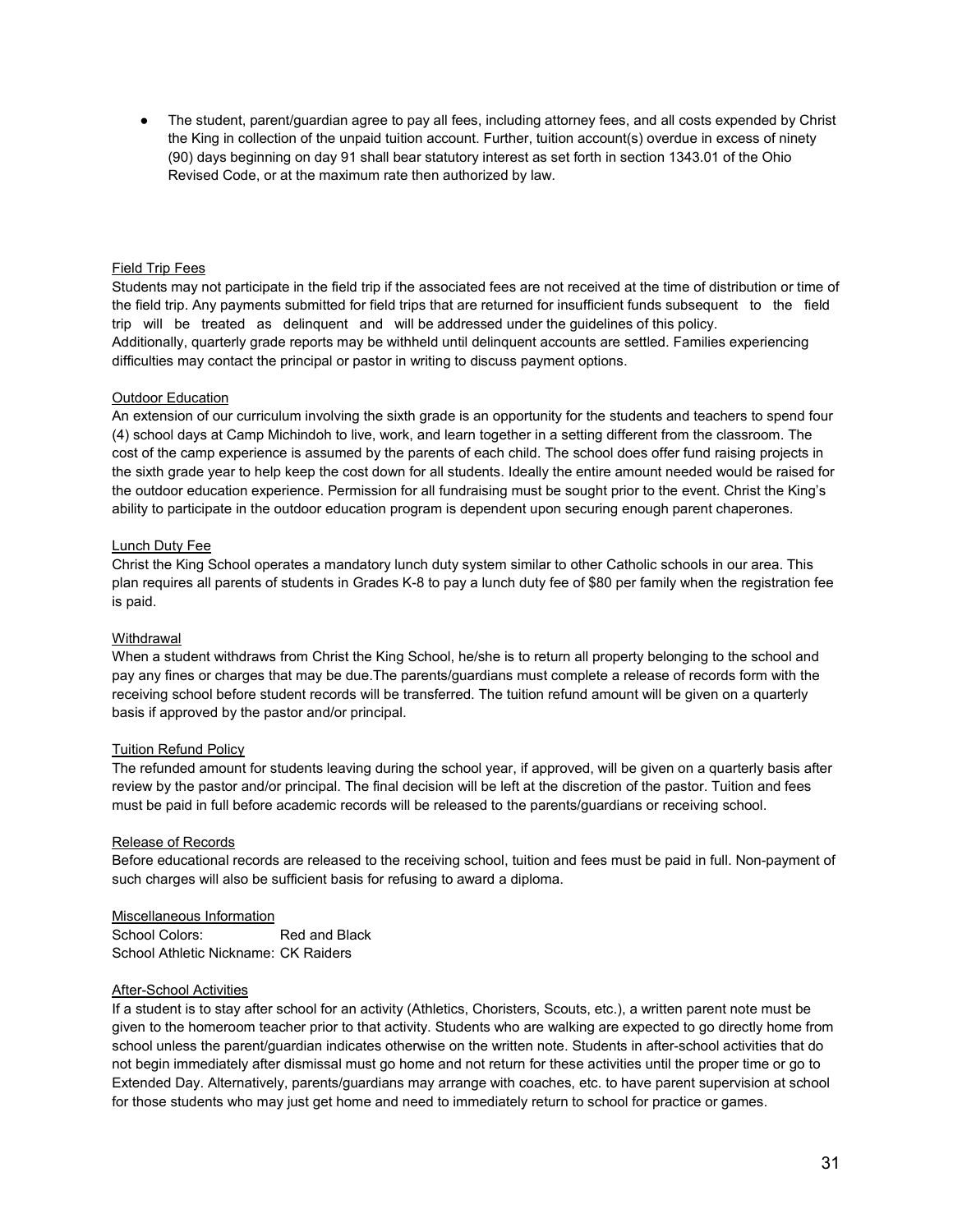- The student, parent/guardian agree to pay all fees, including attorney fees, and all costs expended by Christ the King in collection of the unpaid tuition account. Further, tuition account(s) overdue in excess of ninety (90) days beginning on day 91 shall bear statutory interest as set forth in section 1343.01 of the Ohio Revised Code, or at the maximum rate then authorized by law.

## Field Trip Fees

Students may not participate in the field trip if the associated fees are not received at the time of distribution or time of the field trip. Any payments submitted for field trips that are returned for insufficient funds subsequent to the field trip will be treated as delinquent and will be addressed under the guidelines of this policy.
Additionally, quarterly grade reports may be withheld until delinquent accounts are settled. Families experiencing difficulties may contact the principal or pastor in writing to discuss payment options.

## Outdoor Education

An extension of our curriculum involving the sixth grade is an opportunity for the students and teachers to spend four (4) school days at Camp Michindoh to live, work, and learn together in a setting different from the classroom. The cost of the camp experience is assumed by the parents of each child. The school does offer fund raising projects in the sixth grade year to help keep the cost down for all students. Ideally the entire amount needed would be raised for the outdoor education experience. Permission for all fundraising must be sought prior to the event. Christ the King's ability to participate in the outdoor education program is dependent upon securing enough parent chaperones.

## Lunch Duty Fee

Christ the King School operates a mandatory lunch duty system similar to other Catholic schools in our area. This plan requires all parents of students in Grades K-8 to pay a lunch duty fee of $80 per family when the registration fee is paid.

## Withdrawal

When a student withdraws from Christ the King School, he/she is to return all property belonging to the school and pay any fines or charges that may be due.The parents/guardians must complete a release of records form with the receiving school before student records will be transferred. The tuition refund amount will be given on a quarterly basis if approved by the pastor and/or principal.

## Tuition Refund Policy

The refunded amount for students leaving during the school year, if approved, will be given on a quarterly basis after review by the pastor and/or principal. The final decision will be left at the discretion of the pastor. Tuition and fees must be paid in full before academic records will be released to the parents/guardians or receiving school.

## Release of Records

Before educational records are released to the receiving school, tuition and fees must be paid in full. Non-payment of such charges will also be sufficient basis for refusing to award a diploma.

## Miscellaneous Information

School Colors: Red and Black
School Athletic Nickname: CK Raiders

## After-School Activities

If a student is to stay after school for an activity (Athletics, Choristers, Scouts, etc.), a written parent note must be given to the homeroom teacher prior to that activity. Students who are walking are expected to go directly home from school unless the parent/guardian indicates otherwise on the written note. Students in after-school activities that do not begin immediately after dismissal must go home and not return for these activities until the proper time or go to Extended Day. Alternatively, parents/guardians may arrange with coaches, etc. to have parent supervision at school for those students who may just get home and need to immediately return to school for practice or games.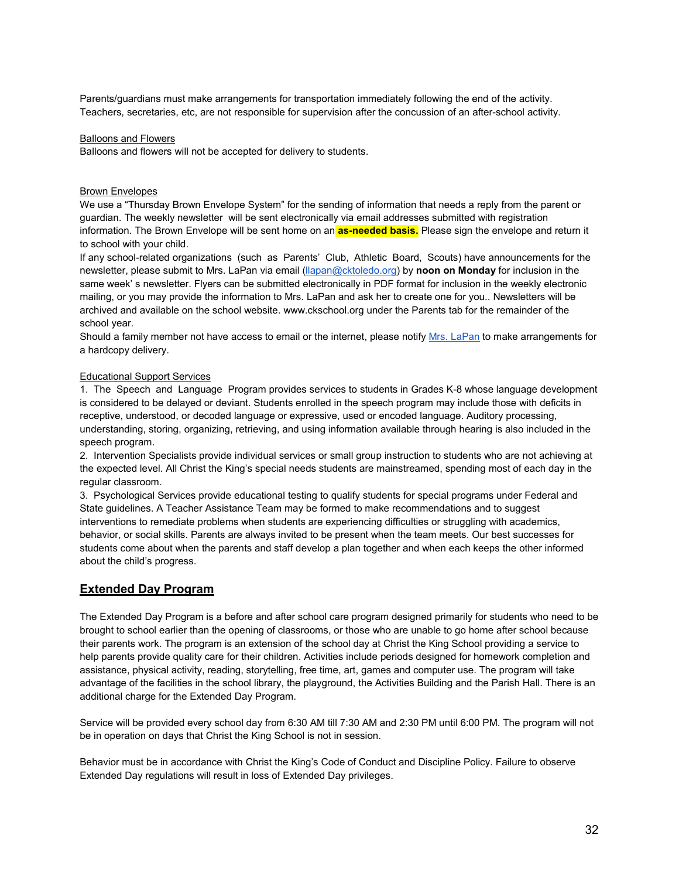Parents/guardians must make arrangements for transportation immediately following the end of the activity. Teachers, secretaries, etc, are not responsible for supervision after the concussion of an after-school activity.

Balloons and Flowers

Balloons and flowers will not be accepted for delivery to students.

Brown Envelopes

We use a "Thursday Brown Envelope System" for the sending of information that needs a reply from the parent or guardian. The weekly newsletter will be sent electronically via email addresses submitted with registration information. The Brown Envelope will be sent home on an **as-needed basis.** Please sign the envelope and return it to school with your child.

If any school-related organizations (such as Parents' Club, Athletic Board, Scouts) have announcements for the newsletter, please submit to Mrs. LaPan via email (llapan@cktoledo.org) by **noon on Monday** for inclusion in the same week' s newsletter. Flyers can be submitted electronically in PDF format for inclusion in the weekly electronic mailing, or you may provide the information to Mrs. LaPan and ask her to create one for you.. Newsletters will be archived and available on the school website. www.ckschool.org under the Parents tab for the remainder of the school year.

Should a family member not have access to email or the internet, please notify Mrs. LaPan to make arrangements for a hardcopy delivery.

Educational Support Services

1. The Speech and Language Program provides services to students in Grades K-8 whose language development is considered to be delayed or deviant. Students enrolled in the speech program may include those with deficits in receptive, understood, or decoded language or expressive, used or encoded language. Auditory processing, understanding, storing, organizing, retrieving, and using information available through hearing is also included in the speech program.
2. Intervention Specialists provide individual services or small group instruction to students who are not achieving at the expected level. All Christ the King's special needs students are mainstreamed, spending most of each day in the regular classroom.
3. Psychological Services provide educational testing to qualify students for special programs under Federal and State guidelines. A Teacher Assistance Team may be formed to make recommendations and to suggest interventions to remediate problems when students are experiencing difficulties or struggling with academics, behavior, or social skills. Parents are always invited to be present when the team meets. Our best successes for students come about when the parents and staff develop a plan together and when each keeps the other informed about the child's progress.

## Extended Day Program

The Extended Day Program is a before and after school care program designed primarily for students who need to be brought to school earlier than the opening of classrooms, or those who are unable to go home after school because their parents work. The program is an extension of the school day at Christ the King School providing a service to help parents provide quality care for their children. Activities include periods designed for homework completion and assistance, physical activity, reading, storytelling, free time, art, games and computer use. The program will take advantage of the facilities in the school library, the playground, the Activities Building and the Parish Hall. There is an additional charge for the Extended Day Program.

Service will be provided every school day from 6:30 AM till 7:30 AM and 2:30 PM until 6:00 PM. The program will not be in operation on days that Christ the King School is not in session.

Behavior must be in accordance with Christ the King's Code of Conduct and Discipline Policy. Failure to observe Extended Day regulations will result in loss of Extended Day privileges.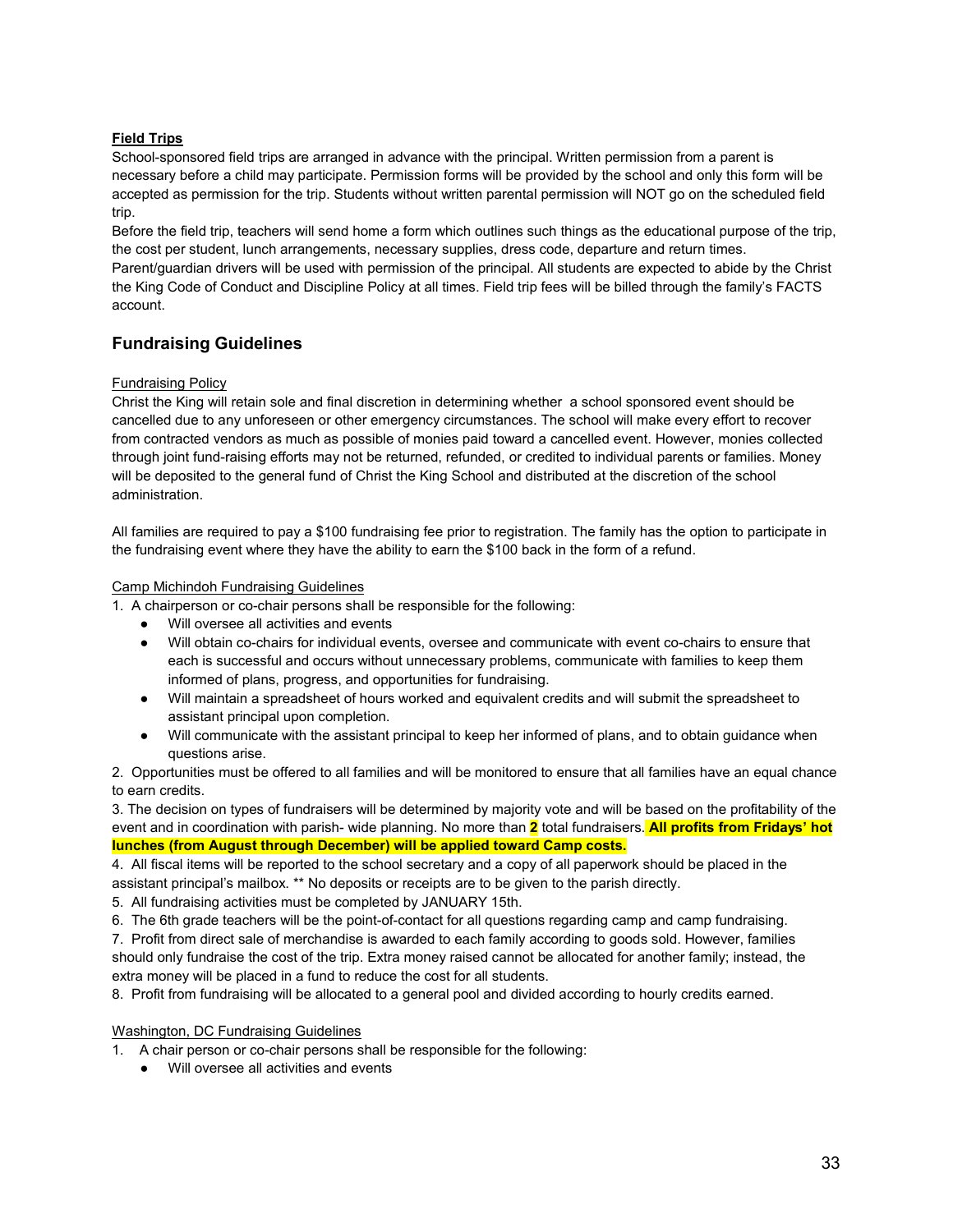**Field Trips**

School-sponsored field trips are arranged in advance with the principal. Written permission from a parent is necessary before a child may participate. Permission forms will be provided by the school and only this form will be accepted as permission for the trip. Students without written parental permission will NOT go on the scheduled field trip.

Before the field trip, teachers will send home a form which outlines such things as the educational purpose of the trip, the cost per student, lunch arrangements, necessary supplies, dress code, departure and return times. Parent/guardian drivers will be used with permission of the principal. All students are expected to abide by the Christ the King Code of Conduct and Discipline Policy at all times. Field trip fees will be billed through the family's FACTS account.

## Fundraising Guidelines

Fundraising Policy

Christ the King will retain sole and final discretion in determining whether a school sponsored event should be cancelled due to any unforeseen or other emergency circumstances. The school will make every effort to recover from contracted vendors as much as possible of monies paid toward a cancelled event. However, monies collected through joint fund-raising efforts may not be returned, refunded, or credited to individual parents or families. Money will be deposited to the general fund of Christ the King School and distributed at the discretion of the school administration.

All families are required to pay a $100 fundraising fee prior to registration. The family has the option to participate in the fundraising event where they have the ability to earn the $100 back in the form of a refund.

Camp Michindoh Fundraising Guidelines

1. A chairperson or co-chair persons shall be responsible for the following:
   - Will oversee all activities and events
   - Will obtain co-chairs for individual events, oversee and communicate with event co-chairs to ensure that each is successful and occurs without unnecessary problems, communicate with families to keep them informed of plans, progress, and opportunities for fundraising.
   - Will maintain a spreadsheet of hours worked and equivalent credits and will submit the spreadsheet to assistant principal upon completion.
   - Will communicate with the assistant principal to keep her informed of plans, and to obtain guidance when questions arise.
2. Opportunities must be offered to all families and will be monitored to ensure that all families have an equal chance to earn credits.
3. The decision on types of fundraisers will be determined by majority vote and will be based on the profitability of the event and in coordination with parish- wide planning. No more than **2** total fundraisers. **All profits from Fridays' hot lunches (from August through December) will be applied toward Camp costs.**
4. All fiscal items will be reported to the school secretary and a copy of all paperwork should be placed in the assistant principal's mailbox. ** No deposits or receipts are to be given to the parish directly.
5. All fundraising activities must be completed by JANUARY 15th.
6. The 6th grade teachers will be the point-of-contact for all questions regarding camp and camp fundraising.
7. Profit from direct sale of merchandise is awarded to each family according to goods sold. However, families should only fundraise the cost of the trip. Extra money raised cannot be allocated for another family; instead, the extra money will be placed in a fund to reduce the cost for all students.
8. Profit from fundraising will be allocated to a general pool and divided according to hourly credits earned.

Washington, DC Fundraising Guidelines

1. A chair person or co-chair persons shall be responsible for the following:
   - Will oversee all activities and events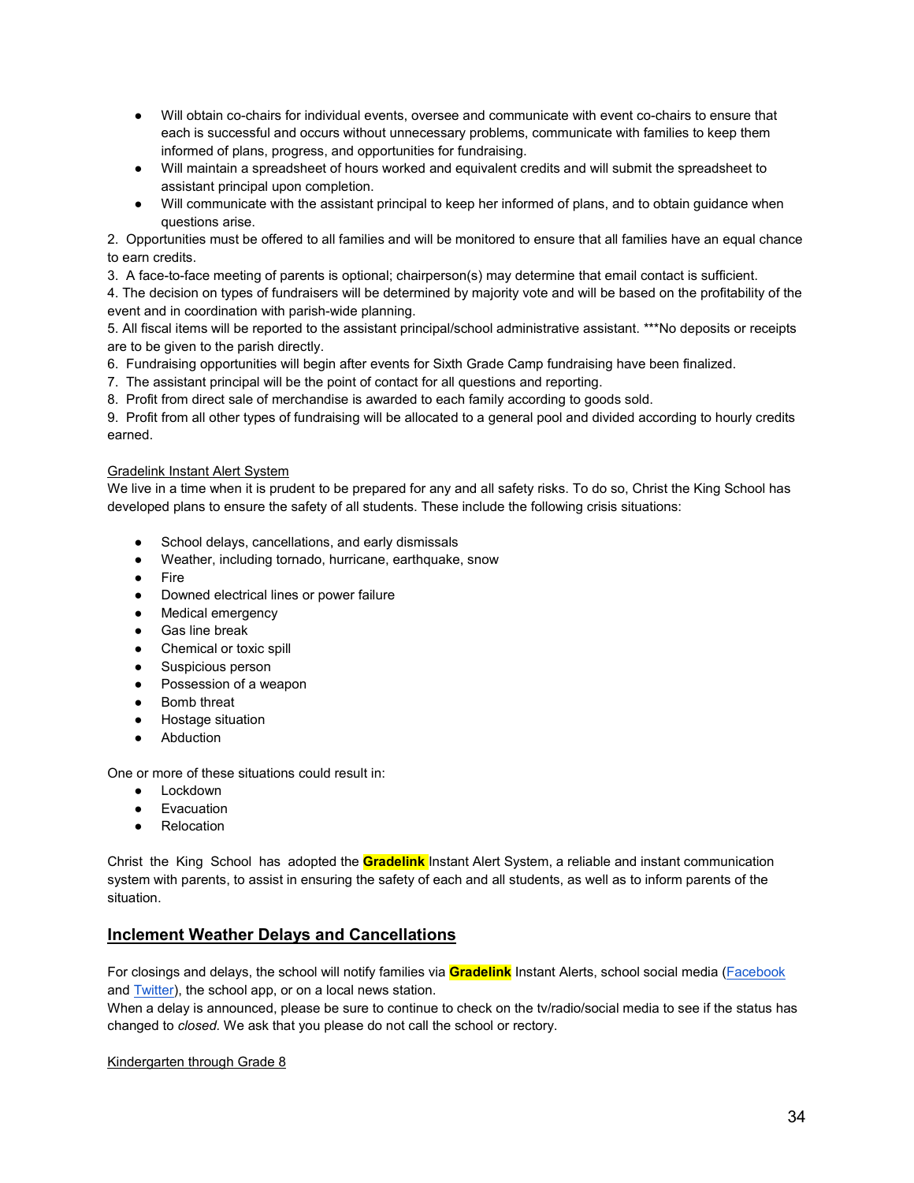- Will obtain co-chairs for individual events, oversee and communicate with event co-chairs to ensure that each is successful and occurs without unnecessary problems, communicate with families to keep them informed of plans, progress, and opportunities for fundraising.
- Will maintain a spreadsheet of hours worked and equivalent credits and will submit the spreadsheet to assistant principal upon completion.
- Will communicate with the assistant principal to keep her informed of plans, and to obtain guidance when questions arise.

2. Opportunities must be offered to all families and will be monitored to ensure that all families have an equal chance to earn credits.
3. A face-to-face meeting of parents is optional; chairperson(s) may determine that email contact is sufficient.
4. The decision on types of fundraisers will be determined by majority vote and will be based on the profitability of the event and in coordination with parish-wide planning.
5. All fiscal items will be reported to the assistant principal/school administrative assistant. ***No deposits or receipts are to be given to the parish directly.
6. Fundraising opportunities will begin after events for Sixth Grade Camp fundraising have been finalized.
7. The assistant principal will be the point of contact for all questions and reporting.
8. Profit from direct sale of merchandise is awarded to each family according to goods sold.
9. Profit from all other types of fundraising will be allocated to a general pool and divided according to hourly credits earned.

Gradelink Instant Alert System

We live in a time when it is prudent to be prepared for any and all safety risks. To do so, Christ the King School has developed plans to ensure the safety of all students. These include the following crisis situations:

- School delays, cancellations, and early dismissals
- Weather, including tornado, hurricane, earthquake, snow
- Fire
- Downed electrical lines or power failure
- Medical emergency
- Gas line break
- Chemical or toxic spill
- Suspicious person
- Possession of a weapon
- Bomb threat
- Hostage situation
- Abduction

One or more of these situations could result in:

- Lockdown
- Evacuation
- Relocation

Christ the King School has adopted the **Gradelink** Instant Alert System, a reliable and instant communication system with parents, to assist in ensuring the safety of each and all students, as well as to inform parents of the situation.

## Inclement Weather Delays and Cancellations

For closings and delays, the school will notify families via **Gradelink** Instant Alerts, school social media (Facebook and Twitter), the school app, or on a local news station.
When a delay is announced, please be sure to continue to check on the tv/radio/social media to see if the status has changed to *closed.* We ask that you please do not call the school or rectory.

Kindergarten through Grade 8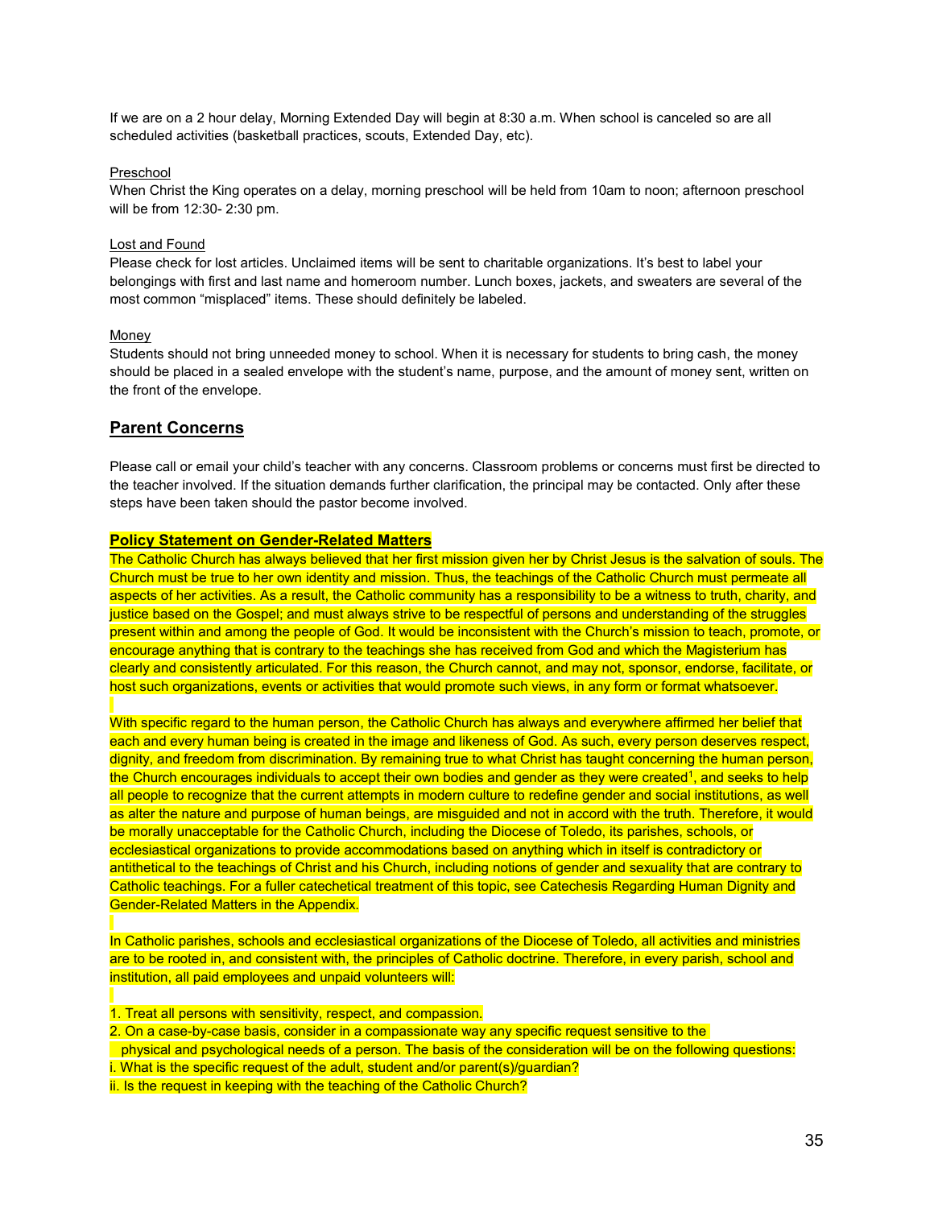If we are on a 2 hour delay, Morning Extended Day will begin at 8:30 a.m. When school is canceled so are all scheduled activities (basketball practices, scouts, Extended Day, etc).

Preschool

When Christ the King operates on a delay, morning preschool will be held from 10am to noon; afternoon preschool will be from 12:30- 2:30 pm.

Lost and Found

Please check for lost articles. Unclaimed items will be sent to charitable organizations. It's best to label your belongings with first and last name and homeroom number. Lunch boxes, jackets, and sweaters are several of the most common "misplaced" items. These should definitely be labeled.

Money

Students should not bring unneeded money to school. When it is necessary for students to bring cash, the money should be placed in a sealed envelope with the student's name, purpose, and the amount of money sent, written on the front of the envelope.

## Parent Concerns

Please call or email your child's teacher with any concerns. Classroom problems or concerns must first be directed to the teacher involved. If the situation demands further clarification, the principal may be contacted. Only after these steps have been taken should the pastor become involved.

**Policy Statement on Gender-Related Matters**

The Catholic Church has always believed that her first mission given her by Christ Jesus is the salvation of souls. The Church must be true to her own identity and mission. Thus, the teachings of the Catholic Church must permeate all aspects of her activities. As a result, the Catholic community has a responsibility to be a witness to truth, charity, and justice based on the Gospel; and must always strive to be respectful of persons and understanding of the struggles present within and among the people of God. It would be inconsistent with the Church's mission to teach, promote, or encourage anything that is contrary to the teachings she has received from God and which the Magisterium has clearly and consistently articulated. For this reason, the Church cannot, and may not, sponsor, endorse, facilitate, or host such organizations, events or activities that would promote such views, in any form or format whatsoever.

With specific regard to the human person, the Catholic Church has always and everywhere affirmed her belief that each and every human being is created in the image and likeness of God. As such, every person deserves respect, dignity, and freedom from discrimination. By remaining true to what Christ has taught concerning the human person, the Church encourages individuals to accept their own bodies and gender as they were created[1], and seeks to help all people to recognize that the current attempts in modern culture to redefine gender and social institutions, as well as alter the nature and purpose of human beings, are misguided and not in accord with the truth. Therefore, it would be morally unacceptable for the Catholic Church, including the Diocese of Toledo, its parishes, schools, or ecclesiastical organizations to provide accommodations based on anything which in itself is contradictory or antithetical to the teachings of Christ and his Church, including notions of gender and sexuality that are contrary to Catholic teachings. For a fuller catechetical treatment of this topic, see Catechesis Regarding Human Dignity and Gender-Related Matters in the Appendix.

In Catholic parishes, schools and ecclesiastical organizations of the Diocese of Toledo, all activities and ministries are to be rooted in, and consistent with, the principles of Catholic doctrine. Therefore, in every parish, school and institution, all paid employees and unpaid volunteers will:

1. Treat all persons with sensitivity, respect, and compassion.
2. On a case-by-case basis, consider in a compassionate way any specific request sensitive to the physical and psychological needs of a person. The basis of the consideration will be on the following questions:
   i. What is the specific request of the adult, student and/or parent(s)/guardian?
   ii. Is the request in keeping with the teaching of the Catholic Church?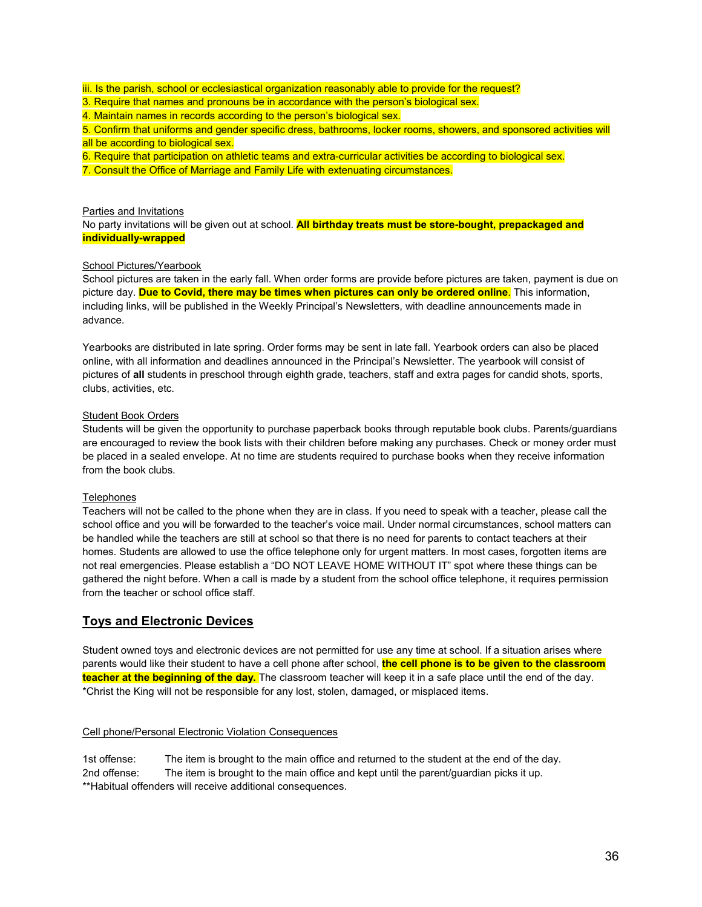iii. Is the parish, school or ecclesiastical organization reasonably able to provide for the request?

3. Require that names and pronouns be in accordance with the person's biological sex.
4. Maintain names in records according to the person's biological sex.
5. Confirm that uniforms and gender specific dress, bathrooms, locker rooms, showers, and sponsored activities will all be according to biological sex.
6. Require that participation on athletic teams and extra-curricular activities be according to biological sex.
7. Consult the Office of Marriage and Family Life with extenuating circumstances.

Parties and Invitations

No party invitations will be given out at school. **All birthday treats must be store-bought, prepackaged and individually-wrapped**

School Pictures/Yearbook

School pictures are taken in the early fall. When order forms are provide before pictures are taken, payment is due on picture day. **Due to Covid, there may be times when pictures can only be ordered online**. This information, including links, will be published in the Weekly Principal's Newsletters, with deadline announcements made in advance.

Yearbooks are distributed in late spring. Order forms may be sent in late fall. Yearbook orders can also be placed online, with all information and deadlines announced in the Principal's Newsletter. The yearbook will consist of pictures of **all** students in preschool through eighth grade, teachers, staff and extra pages for candid shots, sports, clubs, activities, etc.

Student Book Orders

Students will be given the opportunity to purchase paperback books through reputable book clubs. Parents/guardians are encouraged to review the book lists with their children before making any purchases. Check or money order must be placed in a sealed envelope. At no time are students required to purchase books when they receive information from the book clubs.

Telephones

Teachers will not be called to the phone when they are in class. If you need to speak with a teacher, please call the school office and you will be forwarded to the teacher's voice mail. Under normal circumstances, school matters can be handled while the teachers are still at school so that there is no need for parents to contact teachers at their homes. Students are allowed to use the office telephone only for urgent matters. In most cases, forgotten items are not real emergencies. Please establish a "DO NOT LEAVE HOME WITHOUT IT" spot where these things can be gathered the night before. When a call is made by a student from the school office telephone, it requires permission from the teacher or school office staff.

## Toys and Electronic Devices

Student owned toys and electronic devices are not permitted for use any time at school. If a situation arises where parents would like their student to have a cell phone after school, **the cell phone is to be given to the classroom teacher at the beginning of the day.** The classroom teacher will keep it in a safe place until the end of the day.
*Christ the King will not be responsible for any lost, stolen, damaged, or misplaced items.

Cell phone/Personal Electronic Violation Consequences

1st offense: The item is brought to the main office and returned to the student at the end of the day.
2nd offense: The item is brought to the main office and kept until the parent/guardian picks it up.
**Habitual offenders will receive additional consequences.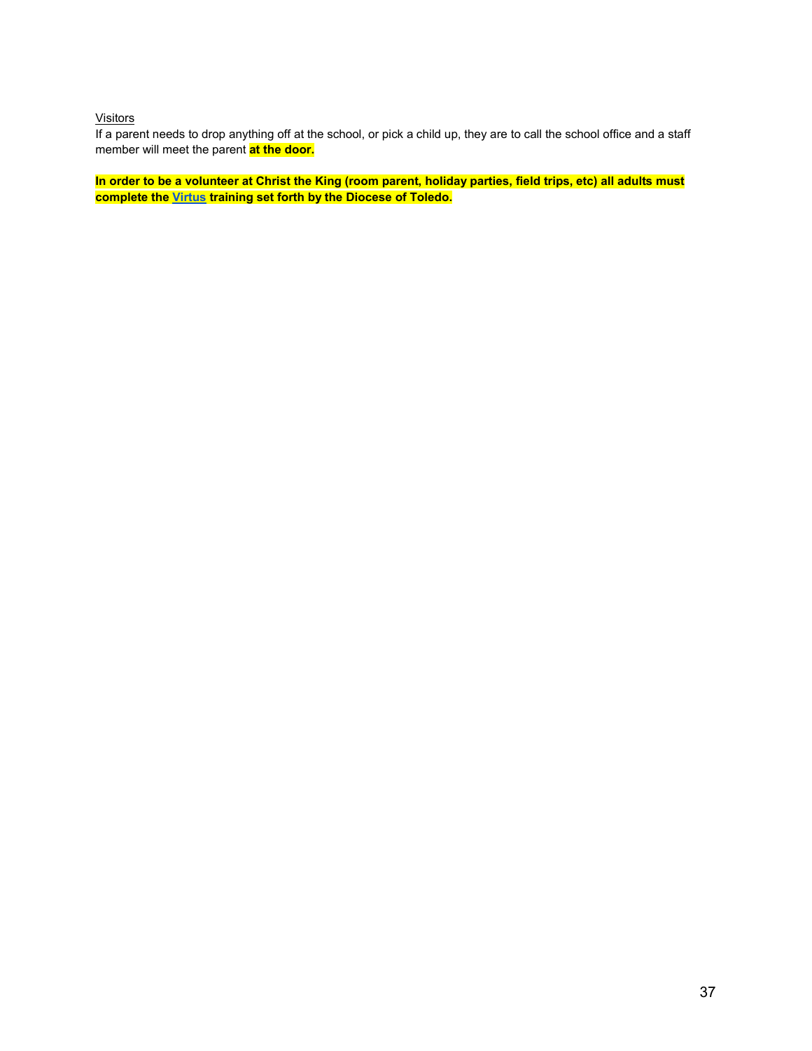Visitors

If a parent needs to drop anything off at the school, or pick a child up, they are to call the school office and a staff member will meet the parent **at the door.**

**In order to be a volunteer at Christ the King (room parent, holiday parties, field trips, etc) all adults must complete the Virtus training set forth by the Diocese of Toledo.**